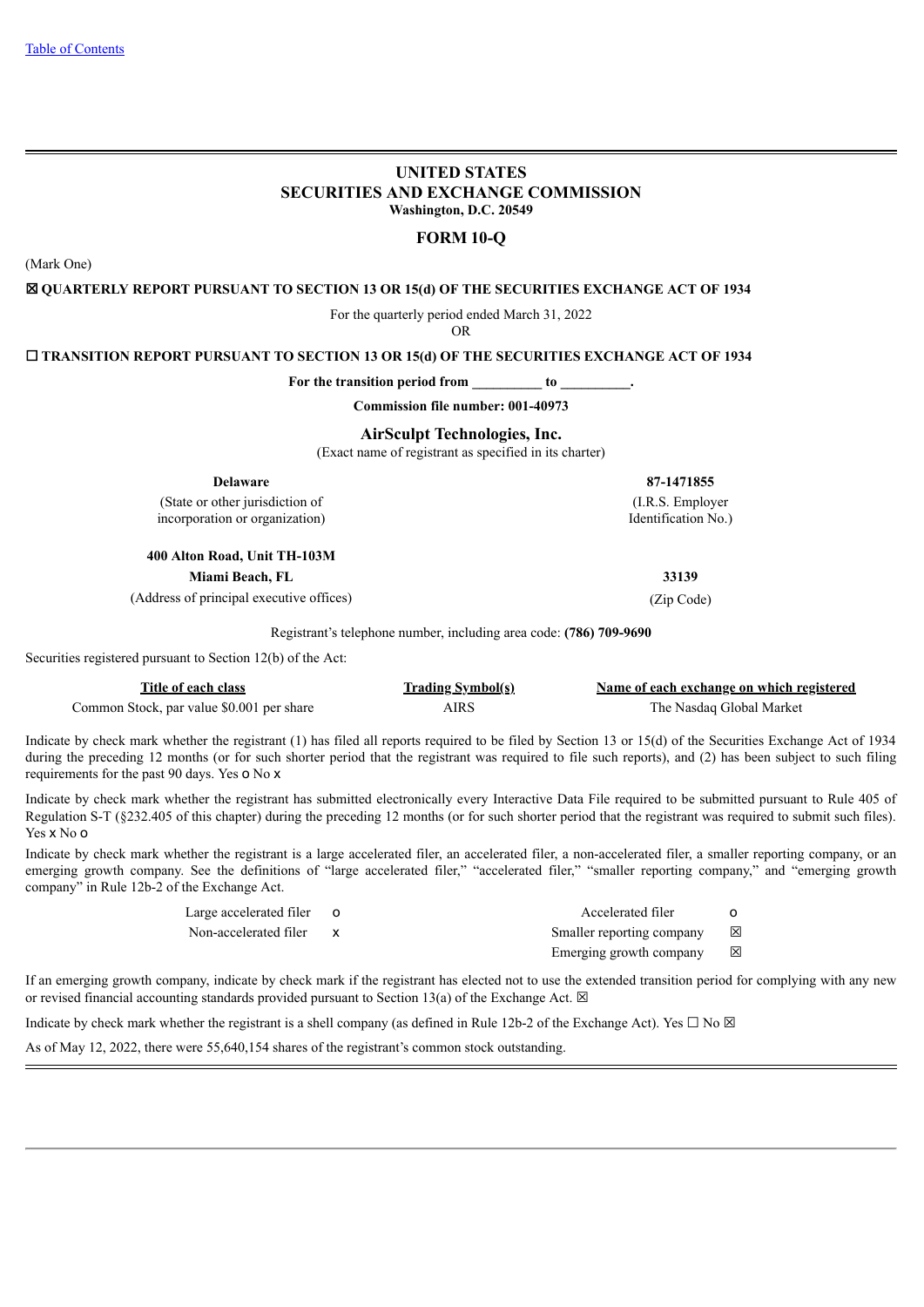Table of Contents

# UNITED STATES
# SECURITIES AND EXCHANGE COMMISSION
**Washington, D.C. 20549**

## FORM 10-Q

(Mark One)

**☒ QUARTERLY REPORT PURSUANT TO SECTION 13 OR 15(d) OF THE SECURITIES EXCHANGE ACT OF 1934**

For the quarterly period ended March 31, 2022

OR

**☐ TRANSITION REPORT PURSUANT TO SECTION 13 OR 15(d) OF THE SECURITIES EXCHANGE ACT OF 1934**

**For the transition period from __________ to __________.**

**Commission file number: 001-40973**

**AirSculpt Technologies, Inc.**

(Exact name of registrant as specified in its charter)

| **Delaware** | **87-1471855** |
|---|---|
| (State or other jurisdiction of incorporation or organization) | (I.R.S. Employer Identification No.) |
| **400 Alton Road, Unit TH-103M** | |
| **Miami Beach, FL** | **33139** |
| (Address of principal executive offices) | (Zip Code) |

Registrant's telephone number, including area code: **(786) 709-9690**

Securities registered pursuant to Section 12(b) of the Act:

| Title of each class | Trading Symbol(s) | Name of each exchange on which registered |
|---|---|---|
| Common Stock, par value $0.001 per share | AIRS | The Nasdaq Global Market |

Indicate by check mark whether the registrant (1) has filed all reports required to be filed by Section 13 or 15(d) of the Securities Exchange Act of 1934 during the preceding 12 months (or for such shorter period that the registrant was required to file such reports), and (2) has been subject to such filing requirements for the past 90 days. Yes o No x

Indicate by check mark whether the registrant has submitted electronically every Interactive Data File required to be submitted pursuant to Rule 405 of Regulation S-T (§232.405 of this chapter) during the preceding 12 months (or for such shorter period that the registrant was required to submit such files). Yes x No o

Indicate by check mark whether the registrant is a large accelerated filer, an accelerated filer, a non-accelerated filer, a smaller reporting company, or an emerging growth company. See the definitions of "large accelerated filer," "accelerated filer," "smaller reporting company," and "emerging growth company" in Rule 12b-2 of the Exchange Act.

| | | | |
|---|---|---|---|
| Large accelerated filer | o | Accelerated filer | o |
| Non-accelerated filer | x | Smaller reporting company | ☒ |
| | | Emerging growth company | ☒ |

If an emerging growth company, indicate by check mark if the registrant has elected not to use the extended transition period for complying with any new or revised financial accounting standards provided pursuant to Section 13(a) of the Exchange Act. ☒

Indicate by check mark whether the registrant is a shell company (as defined in Rule 12b-2 of the Exchange Act). Yes ☐ No ☒

As of May 12, 2022, there were 55,640,154 shares of the registrant's common stock outstanding.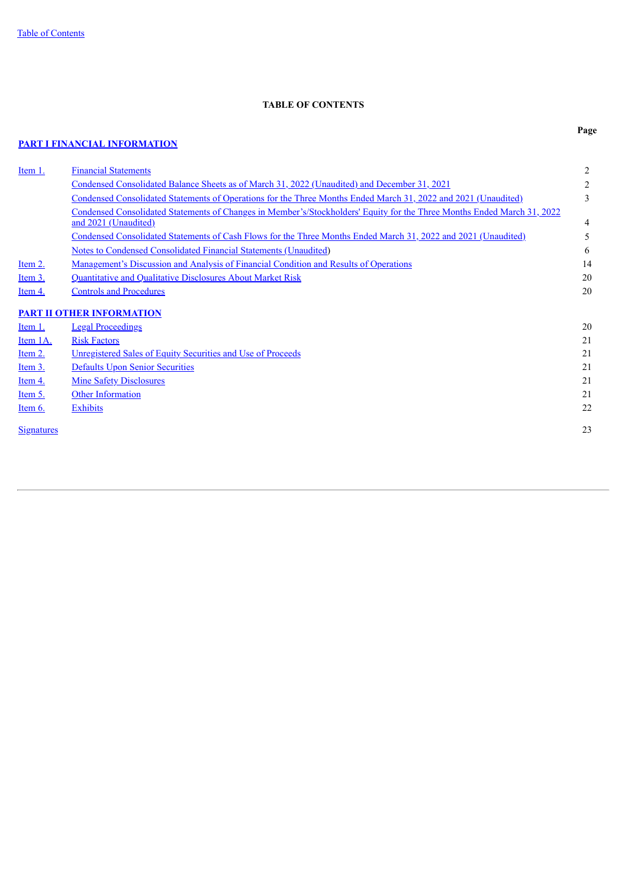## TABLE OF CONTENTS

| | | Page |
|---|---|---|
| **PART I FINANCIAL INFORMATION** | | |
| Item 1. | Financial Statements | 2 |
| | Condensed Consolidated Balance Sheets as of March 31, 2022 (Unaudited) and December 31, 2021 | 2 |
| | Condensed Consolidated Statements of Operations for the Three Months Ended March 31, 2022 and 2021 (Unaudited) | 3 |
| | Condensed Consolidated Statements of Changes in Member's/Stockholders' Equity for the Three Months Ended March 31, 2022 and 2021 (Unaudited) | 4 |
| | Condensed Consolidated Statements of Cash Flows for the Three Months Ended March 31, 2022 and 2021 (Unaudited) | 5 |
| | Notes to Condensed Consolidated Financial Statements (Unaudited) | 6 |
| Item 2. | Management's Discussion and Analysis of Financial Condition and Results of Operations | 14 |
| Item 3. | Quantitative and Qualitative Disclosures About Market Risk | 20 |
| Item 4. | Controls and Procedures | 20 |
| **PART II OTHER INFORMATION** | | |
| Item 1. | Legal Proceedings | 20 |
| Item 1A. | Risk Factors | 21 |
| Item 2. | Unregistered Sales of Equity Securities and Use of Proceeds | 21 |
| Item 3. | Defaults Upon Senior Securities | 21 |
| Item 4. | Mine Safety Disclosures | 21 |
| Item 5. | Other Information | 21 |
| Item 6. | Exhibits | 22 |
| Signatures | | 23 |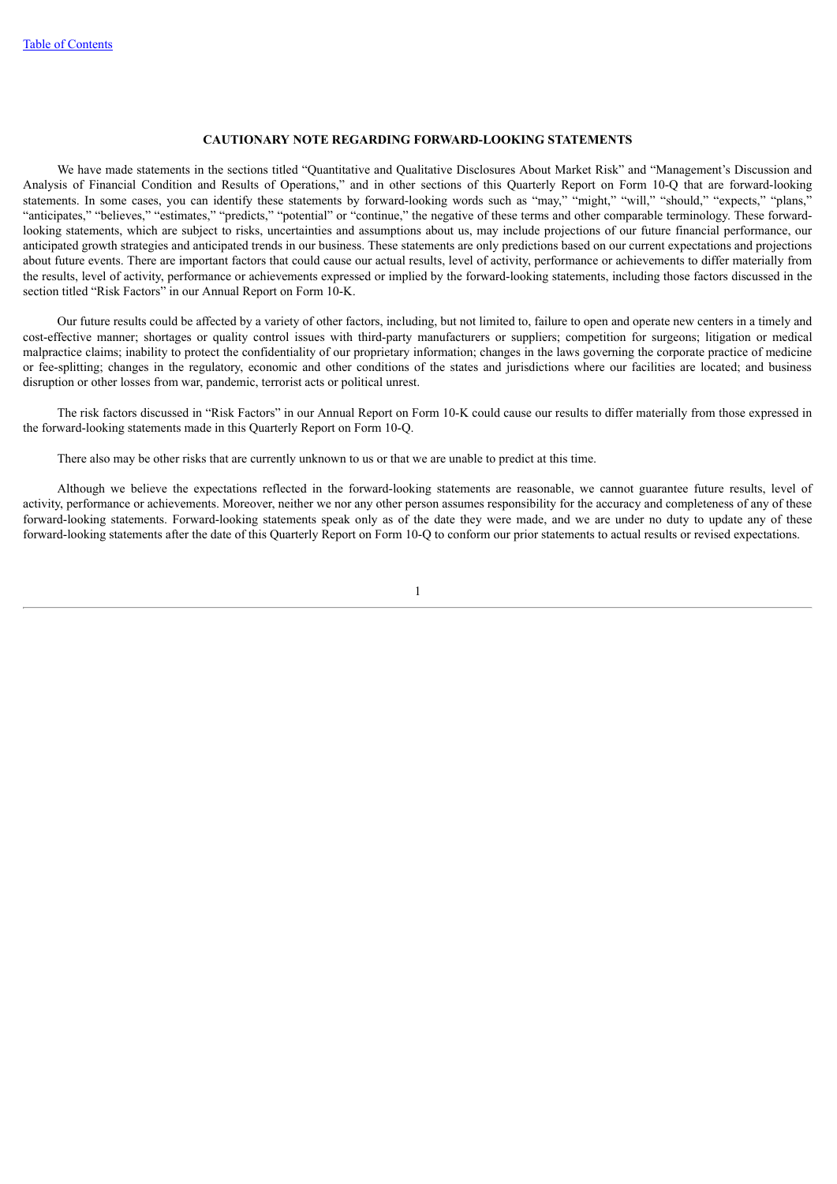## CAUTIONARY NOTE REGARDING FORWARD-LOOKING STATEMENTS

We have made statements in the sections titled "Quantitative and Qualitative Disclosures About Market Risk" and "Management's Discussion and Analysis of Financial Condition and Results of Operations," and in other sections of this Quarterly Report on Form 10-Q that are forward-looking statements. In some cases, you can identify these statements by forward-looking words such as "may," "might," "will," "should," "expects," "plans," "anticipates," "believes," "estimates," "predicts," "potential" or "continue," the negative of these terms and other comparable terminology. These forward-looking statements, which are subject to risks, uncertainties and assumptions about us, may include projections of our future financial performance, our anticipated growth strategies and anticipated trends in our business. These statements are only predictions based on our current expectations and projections about future events. There are important factors that could cause our actual results, level of activity, performance or achievements to differ materially from the results, level of activity, performance or achievements expressed or implied by the forward-looking statements, including those factors discussed in the section titled "Risk Factors" in our Annual Report on Form 10-K.

Our future results could be affected by a variety of other factors, including, but not limited to, failure to open and operate new centers in a timely and cost-effective manner; shortages or quality control issues with third-party manufacturers or suppliers; competition for surgeons; litigation or medical malpractice claims; inability to protect the confidentiality of our proprietary information; changes in the laws governing the corporate practice of medicine or fee-splitting; changes in the regulatory, economic and other conditions of the states and jurisdictions where our facilities are located; and business disruption or other losses from war, pandemic, terrorist acts or political unrest.

The risk factors discussed in "Risk Factors" in our Annual Report on Form 10-K could cause our results to differ materially from those expressed in the forward-looking statements made in this Quarterly Report on Form 10-Q.

There also may be other risks that are currently unknown to us or that we are unable to predict at this time.

Although we believe the expectations reflected in the forward-looking statements are reasonable, we cannot guarantee future results, level of activity, performance or achievements. Moreover, neither we nor any other person assumes responsibility for the accuracy and completeness of any of these forward-looking statements. Forward-looking statements speak only as of the date they were made, and we are under no duty to update any of these forward-looking statements after the date of this Quarterly Report on Form 10-Q to conform our prior statements to actual results or revised expectations.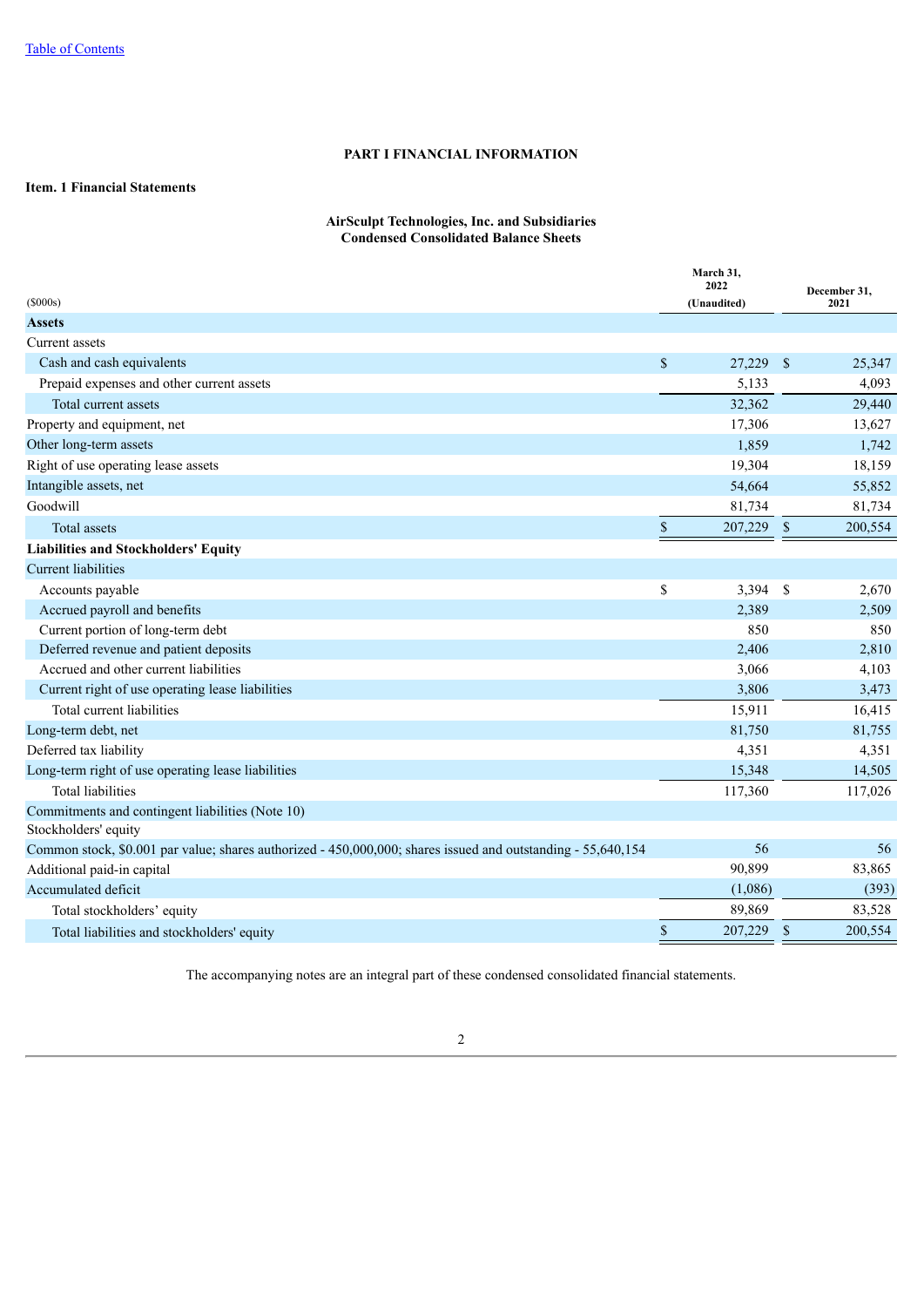[Table of Contents](#)

# PART I FINANCIAL INFORMATION

## Item. 1 Financial Statements

### AirSculpt Technologies, Inc. and Subsidiaries
### Condensed Consolidated Balance Sheets

| ($000s) | March 31, 2022 (Unaudited) | December 31, 2021 |
|---|---|---|
| **Assets** | | |
| Current assets | | |
| Cash and cash equivalents | $ 27,229 | $ 25,347 |
| Prepaid expenses and other current assets | 5,133 | 4,093 |
| Total current assets | 32,362 | 29,440 |
| Property and equipment, net | 17,306 | 13,627 |
| Other long-term assets | 1,859 | 1,742 |
| Right of use operating lease assets | 19,304 | 18,159 |
| Intangible assets, net | 54,664 | 55,852 |
| Goodwill | 81,734 | 81,734 |
| Total assets | $ 207,229 | $ 200,554 |
| **Liabilities and Stockholders' Equity** | | |
| Current liabilities | | |
| Accounts payable | $ 3,394 | $ 2,670 |
| Accrued payroll and benefits | 2,389 | 2,509 |
| Current portion of long-term debt | 850 | 850 |
| Deferred revenue and patient deposits | 2,406 | 2,810 |
| Accrued and other current liabilities | 3,066 | 4,103 |
| Current right of use operating lease liabilities | 3,806 | 3,473 |
| Total current liabilities | 15,911 | 16,415 |
| Long-term debt, net | 81,750 | 81,755 |
| Deferred tax liability | 4,351 | 4,351 |
| Long-term right of use operating lease liabilities | 15,348 | 14,505 |
| Total liabilities | 117,360 | 117,026 |
| Commitments and contingent liabilities (Note 10) | | |
| Stockholders' equity | | |
| Common stock, $0.001 par value; shares authorized - 450,000,000; shares issued and outstanding - 55,640,154 | 56 | 56 |
| Additional paid-in capital | 90,899 | 83,865 |
| Accumulated deficit | (1,086) | (393) |
| Total stockholders' equity | 89,869 | 83,528 |
| Total liabilities and stockholders' equity | $ 207,229 | $ 200,554 |

The accompanying notes are an integral part of these condensed consolidated financial statements.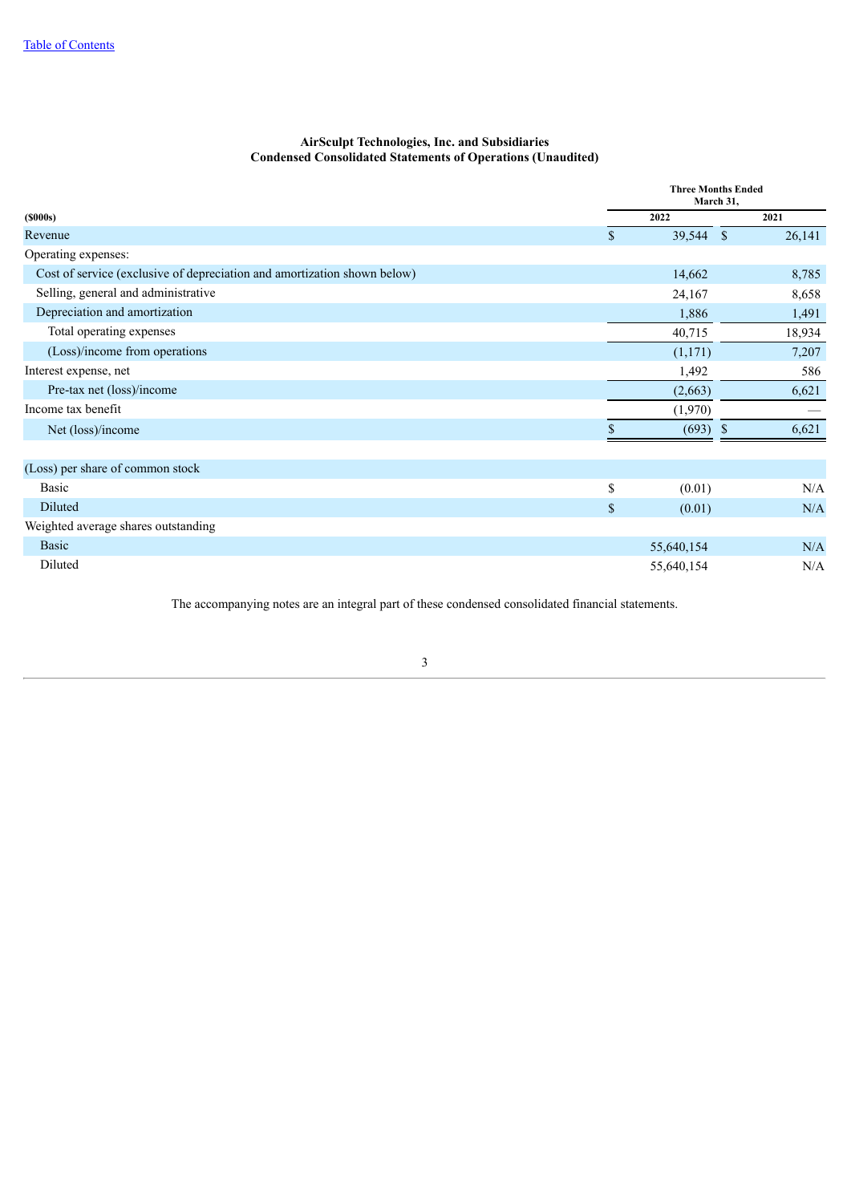**AirSculpt Technologies, Inc. and Subsidiaries**
**Condensed Consolidated Statements of Operations (Unaudited)**

| ($000s) | Three Months Ended March 31, 2022 | 2021 |
|---|---|---|
| Revenue | $ 39,544 | $ 26,141 |
| Operating expenses: | | |
| Cost of service (exclusive of depreciation and amortization shown below) | 14,662 | 8,785 |
| Selling, general and administrative | 24,167 | 8,658 |
| Depreciation and amortization | 1,886 | 1,491 |
| Total operating expenses | 40,715 | 18,934 |
| (Loss)/income from operations | (1,171) | 7,207 |
| Interest expense, net | 1,492 | 586 |
| Pre-tax net (loss)/income | (2,663) | 6,621 |
| Income tax benefit | (1,970) | — |
| Net (loss)/income | $ (693) | $ 6,621 |
| | | |
| (Loss) per share of common stock | | |
| Basic | $ (0.01) | N/A |
| Diluted | $ (0.01) | N/A |
| Weighted average shares outstanding | | |
| Basic | 55,640,154 | N/A |
| Diluted | 55,640,154 | N/A |

The accompanying notes are an integral part of these condensed consolidated financial statements.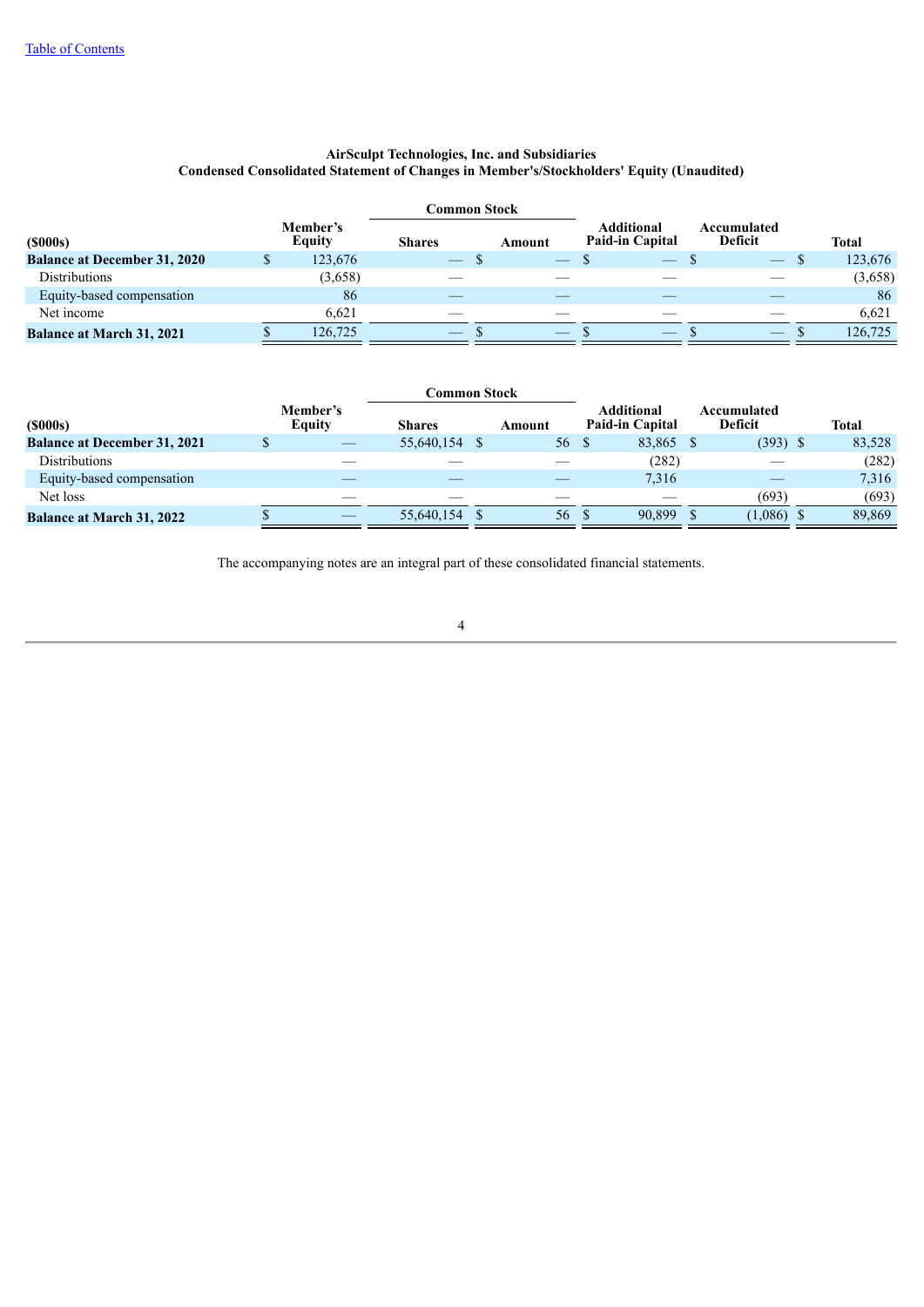**AirSculpt Technologies, Inc. and Subsidiaries**
**Condensed Consolidated Statement of Changes in Member's/Stockholders' Equity (Unaudited)**

| ($000s) | Member's Equity | Common Stock Shares | Common Stock Amount | Additional Paid-in Capital | Accumulated Deficit | Total |
|---|---|---|---|---|---|---|
| **Balance at December 31, 2020** | $ 123,676 | — | $ — | $ — | $ — | $ 123,676 |
| Distributions | (3,658) | — | — | — | — | (3,658) |
| Equity-based compensation | 86 | — | — | — | — | 86 |
| Net income | 6,621 | — | — | — | — | 6,621 |
| **Balance at March 31, 2021** | $ 126,725 | — | $ — | $ — | $ — | $ 126,725 |

| ($000s) | Member's Equity | Common Stock Shares | Common Stock Amount | Additional Paid-in Capital | Accumulated Deficit | Total |
|---|---|---|---|---|---|---|
| **Balance at December 31, 2021** | $ — | 55,640,154 | $ 56 | $ 83,865 | $ (393) | $ 83,528 |
| Distributions | — | — | — | (282) | — | (282) |
| Equity-based compensation | — | — | — | 7,316 | — | 7,316 |
| Net loss | — | — | — | — | (693) | (693) |
| **Balance at March 31, 2022** | $ — | 55,640,154 | $ 56 | $ 90,899 | $ (1,086) | $ 89,869 |

The accompanying notes are an integral part of these consolidated financial statements.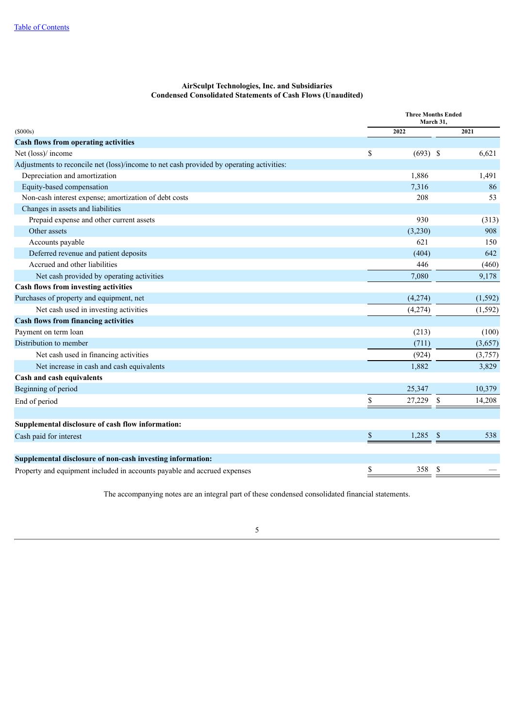**AirSculpt Technologies, Inc. and Subsidiaries**
**Condensed Consolidated Statements of Cash Flows (Unaudited)**

| ($000s) | Three Months Ended March 31, 2022 | Three Months Ended March 31, 2021 |
|---|---|---|
| **Cash flows from operating activities** | | |
| Net (loss)/ income | $ (693) | $ 6,621 |
| Adjustments to reconcile net (loss)/income to net cash provided by operating activities: | | |
| Depreciation and amortization | 1,886 | 1,491 |
| Equity-based compensation | 7,316 | 86 |
| Non-cash interest expense; amortization of debt costs | 208 | 53 |
| Changes in assets and liabilities | | |
| Prepaid expense and other current assets | 930 | (313) |
| Other assets | (3,230) | 908 |
| Accounts payable | 621 | 150 |
| Deferred revenue and patient deposits | (404) | 642 |
| Accrued and other liabilities | 446 | (460) |
| Net cash provided by operating activities | 7,080 | 9,178 |
| **Cash flows from investing activities** | | |
| Purchases of property and equipment, net | (4,274) | (1,592) |
| Net cash used in investing activities | (4,274) | (1,592) |
| **Cash flows from financing activities** | | |
| Payment on term loan | (213) | (100) |
| Distribution to member | (711) | (3,657) |
| Net cash used in financing activities | (924) | (3,757) |
| Net increase in cash and cash equivalents | 1,882 | 3,829 |
| **Cash and cash equivalents** | | |
| Beginning of period | 25,347 | 10,379 |
| End of period | $ 27,229 | $ 14,208 |
| | | |
| **Supplemental disclosure of cash flow information:** | | |
| Cash paid for interest | $ 1,285 | $ 538 |
| | | |
| **Supplemental disclosure of non-cash investing information:** | | |
| Property and equipment included in accounts payable and accrued expenses | $ 358 | $ — |

The accompanying notes are an integral part of these condensed consolidated financial statements.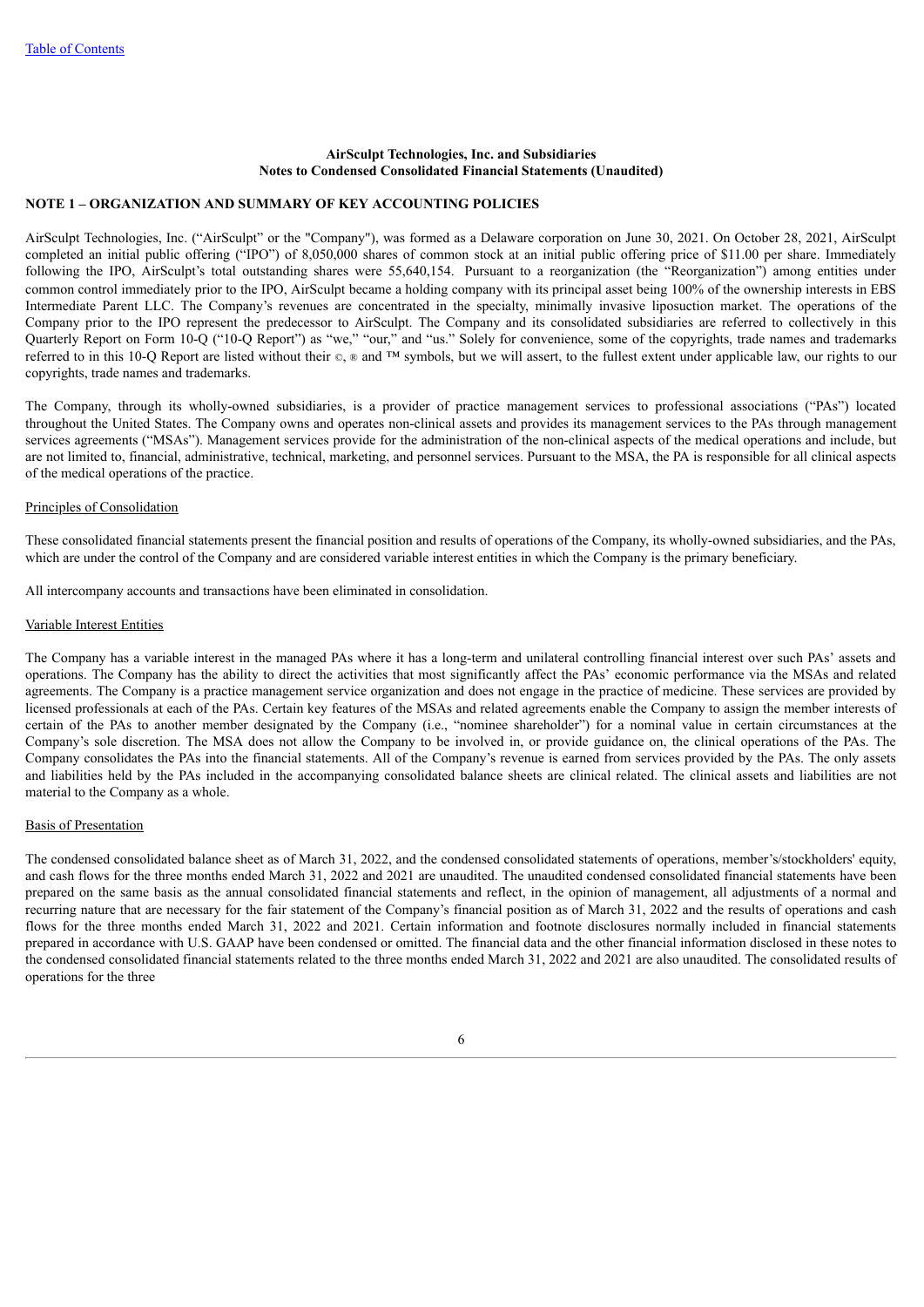**AirSculpt Technologies, Inc. and Subsidiaries**
**Notes to Condensed Consolidated Financial Statements (Unaudited)**

## NOTE 1 – ORGANIZATION AND SUMMARY OF KEY ACCOUNTING POLICIES

AirSculpt Technologies, Inc. ("AirSculpt" or the "Company"), was formed as a Delaware corporation on June 30, 2021. On October 28, 2021, AirSculpt completed an initial public offering ("IPO") of 8,050,000 shares of common stock at an initial public offering price of $11.00 per share. Immediately following the IPO, AirSculpt's total outstanding shares were 55,640,154. Pursuant to a reorganization (the "Reorganization") among entities under common control immediately prior to the IPO, AirSculpt became a holding company with its principal asset being 100% of the ownership interests in EBS Intermediate Parent LLC. The Company's revenues are concentrated in the specialty, minimally invasive liposuction market. The operations of the Company prior to the IPO represent the predecessor to AirSculpt. The Company and its consolidated subsidiaries are referred to collectively in this Quarterly Report on Form 10-Q ("10-Q Report") as "we," "our," and "us." Solely for convenience, some of the copyrights, trade names and trademarks referred to in this 10-Q Report are listed without their ©, ® and ™ symbols, but we will assert, to the fullest extent under applicable law, our rights to our copyrights, trade names and trademarks.

The Company, through its wholly-owned subsidiaries, is a provider of practice management services to professional associations ("PAs") located throughout the United States. The Company owns and operates non-clinical assets and provides its management services to the PAs through management services agreements ("MSAs"). Management services provide for the administration of the non-clinical aspects of the medical operations and include, but are not limited to, financial, administrative, technical, marketing, and personnel services. Pursuant to the MSA, the PA is responsible for all clinical aspects of the medical operations of the practice.

Principles of Consolidation

These consolidated financial statements present the financial position and results of operations of the Company, its wholly-owned subsidiaries, and the PAs, which are under the control of the Company and are considered variable interest entities in which the Company is the primary beneficiary.

All intercompany accounts and transactions have been eliminated in consolidation.

Variable Interest Entities

The Company has a variable interest in the managed PAs where it has a long-term and unilateral controlling financial interest over such PAs' assets and operations. The Company has the ability to direct the activities that most significantly affect the PAs' economic performance via the MSAs and related agreements. The Company is a practice management service organization and does not engage in the practice of medicine. These services are provided by licensed professionals at each of the PAs. Certain key features of the MSAs and related agreements enable the Company to assign the member interests of certain of the PAs to another member designated by the Company (i.e., "nominee shareholder") for a nominal value in certain circumstances at the Company's sole discretion. The MSA does not allow the Company to be involved in, or provide guidance on, the clinical operations of the PAs. The Company consolidates the PAs into the financial statements. All of the Company's revenue is earned from services provided by the PAs. The only assets and liabilities held by the PAs included in the accompanying consolidated balance sheets are clinical related. The clinical assets and liabilities are not material to the Company as a whole.

Basis of Presentation

The condensed consolidated balance sheet as of March 31, 2022, and the condensed consolidated statements of operations, member's/stockholders' equity, and cash flows for the three months ended March 31, 2022 and 2021 are unaudited. The unaudited condensed consolidated financial statements have been prepared on the same basis as the annual consolidated financial statements and reflect, in the opinion of management, all adjustments of a normal and recurring nature that are necessary for the fair statement of the Company's financial position as of March 31, 2022 and the results of operations and cash flows for the three months ended March 31, 2022 and 2021. Certain information and footnote disclosures normally included in financial statements prepared in accordance with U.S. GAAP have been condensed or omitted. The financial data and the other financial information disclosed in these notes to the condensed consolidated financial statements related to the three months ended March 31, 2022 and 2021 are also unaudited. The consolidated results of operations for the three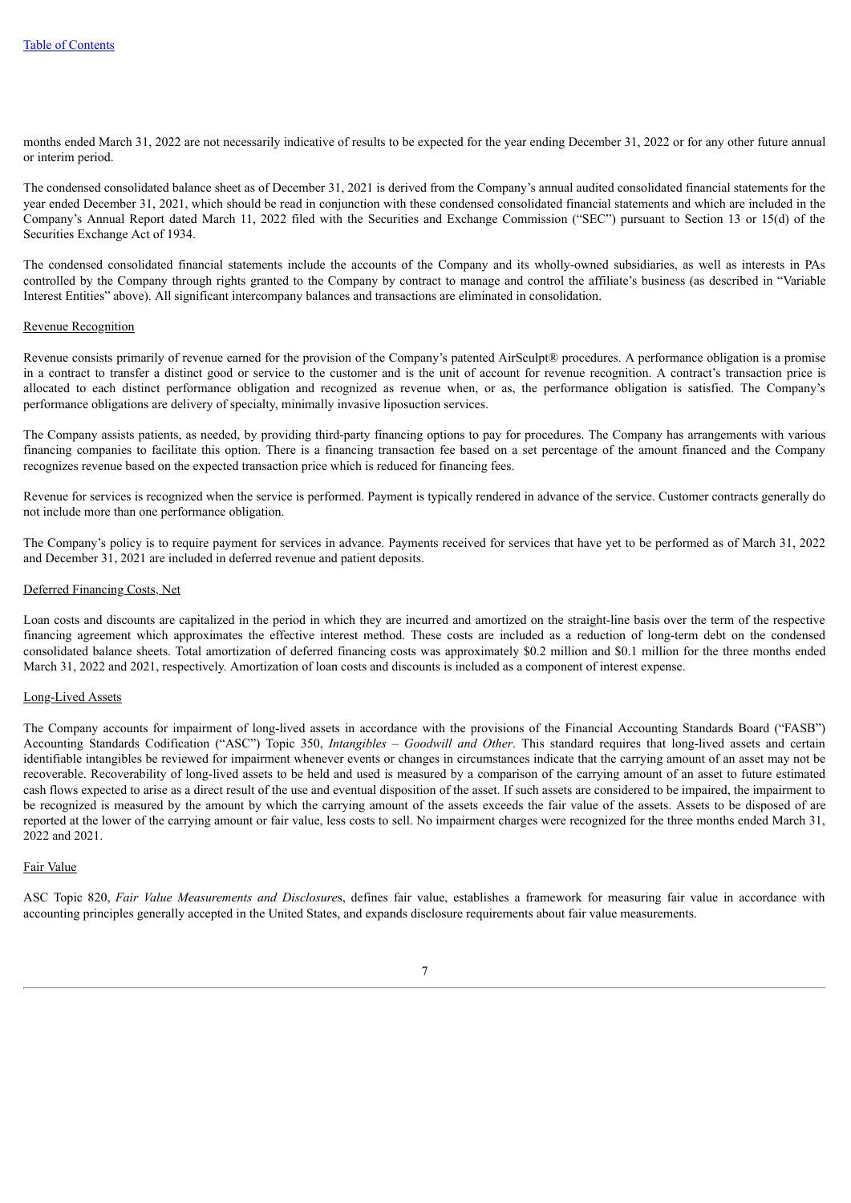months ended March 31, 2022 are not necessarily indicative of results to be expected for the year ending December 31, 2022 or for any other future annual or interim period.

The condensed consolidated balance sheet as of December 31, 2021 is derived from the Company's annual audited consolidated financial statements for the year ended December 31, 2021, which should be read in conjunction with these condensed consolidated financial statements and which are included in the Company's Annual Report dated March 11, 2022 filed with the Securities and Exchange Commission ("SEC") pursuant to Section 13 or 15(d) of the Securities Exchange Act of 1934.

The condensed consolidated financial statements include the accounts of the Company and its wholly-owned subsidiaries, as well as interests in PAs controlled by the Company through rights granted to the Company by contract to manage and control the affiliate's business (as described in "Variable Interest Entities" above). All significant intercompany balances and transactions are eliminated in consolidation.

Revenue Recognition

Revenue consists primarily of revenue earned for the provision of the Company's patented AirSculpt® procedures. A performance obligation is a promise in a contract to transfer a distinct good or service to the customer and is the unit of account for revenue recognition. A contract's transaction price is allocated to each distinct performance obligation and recognized as revenue when, or as, the performance obligation is satisfied. The Company's performance obligations are delivery of specialty, minimally invasive liposuction services.

The Company assists patients, as needed, by providing third-party financing options to pay for procedures. The Company has arrangements with various financing companies to facilitate this option. There is a financing transaction fee based on a set percentage of the amount financed and the Company recognizes revenue based on the expected transaction price which is reduced for financing fees.

Revenue for services is recognized when the service is performed. Payment is typically rendered in advance of the service. Customer contracts generally do not include more than one performance obligation.

The Company's policy is to require payment for services in advance. Payments received for services that have yet to be performed as of March 31, 2022 and December 31, 2021 are included in deferred revenue and patient deposits.

Deferred Financing Costs, Net

Loan costs and discounts are capitalized in the period in which they are incurred and amortized on the straight-line basis over the term of the respective financing agreement which approximates the effective interest method. These costs are included as a reduction of long-term debt on the condensed consolidated balance sheets. Total amortization of deferred financing costs was approximately $0.2 million and $0.1 million for the three months ended March 31, 2022 and 2021, respectively. Amortization of loan costs and discounts is included as a component of interest expense.

Long-Lived Assets

The Company accounts for impairment of long-lived assets in accordance with the provisions of the Financial Accounting Standards Board ("FASB") Accounting Standards Codification ("ASC") Topic 350, *Intangibles – Goodwill and Other*. This standard requires that long-lived assets and certain identifiable intangibles be reviewed for impairment whenever events or changes in circumstances indicate that the carrying amount of an asset may not be recoverable. Recoverability of long-lived assets to be held and used is measured by a comparison of the carrying amount of an asset to future estimated cash flows expected to arise as a direct result of the use and eventual disposition of the asset. If such assets are considered to be impaired, the impairment to be recognized is measured by the amount by which the carrying amount of the assets exceeds the fair value of the assets. Assets to be disposed of are reported at the lower of the carrying amount or fair value, less costs to sell. No impairment charges were recognized for the three months ended March 31, 2022 and 2021.

Fair Value

ASC Topic 820, *Fair Value Measurements and Disclosure*s, defines fair value, establishes a framework for measuring fair value in accordance with accounting principles generally accepted in the United States, and expands disclosure requirements about fair value measurements.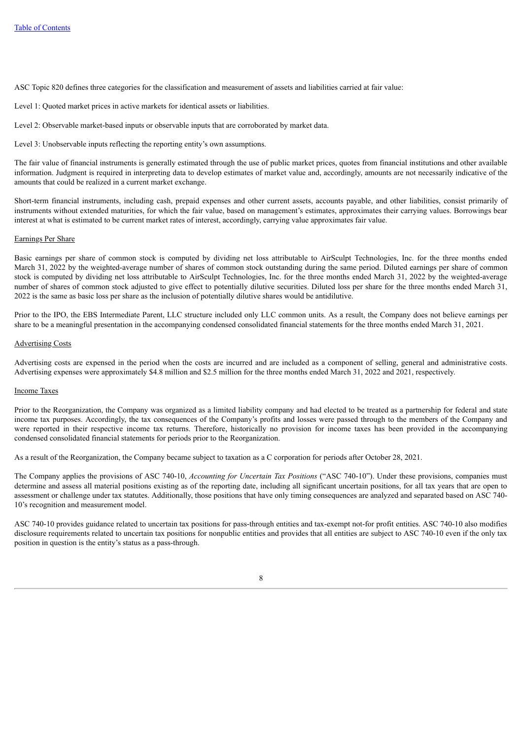ASC Topic 820 defines three categories for the classification and measurement of assets and liabilities carried at fair value:

Level 1: Quoted market prices in active markets for identical assets or liabilities.

Level 2: Observable market-based inputs or observable inputs that are corroborated by market data.

Level 3: Unobservable inputs reflecting the reporting entity's own assumptions.

The fair value of financial instruments is generally estimated through the use of public market prices, quotes from financial institutions and other available information. Judgment is required in interpreting data to develop estimates of market value and, accordingly, amounts are not necessarily indicative of the amounts that could be realized in a current market exchange.

Short-term financial instruments, including cash, prepaid expenses and other current assets, accounts payable, and other liabilities, consist primarily of instruments without extended maturities, for which the fair value, based on management's estimates, approximates their carrying values. Borrowings bear interest at what is estimated to be current market rates of interest, accordingly, carrying value approximates fair value.

## Earnings Per Share

Basic earnings per share of common stock is computed by dividing net loss attributable to AirSculpt Technologies, Inc. for the three months ended March 31, 2022 by the weighted-average number of shares of common stock outstanding during the same period. Diluted earnings per share of common stock is computed by dividing net loss attributable to AirSculpt Technologies, Inc. for the three months ended March 31, 2022 by the weighted-average number of shares of common stock adjusted to give effect to potentially dilutive securities. Diluted loss per share for the three months ended March 31, 2022 is the same as basic loss per share as the inclusion of potentially dilutive shares would be antidilutive.

Prior to the IPO, the EBS Intermediate Parent, LLC structure included only LLC common units. As a result, the Company does not believe earnings per share to be a meaningful presentation in the accompanying condensed consolidated financial statements for the three months ended March 31, 2021.

## Advertising Costs

Advertising costs are expensed in the period when the costs are incurred and are included as a component of selling, general and administrative costs. Advertising expenses were approximately $4.8 million and $2.5 million for the three months ended March 31, 2022 and 2021, respectively.

## Income Taxes

Prior to the Reorganization, the Company was organized as a limited liability company and had elected to be treated as a partnership for federal and state income tax purposes. Accordingly, the tax consequences of the Company's profits and losses were passed through to the members of the Company and were reported in their respective income tax returns. Therefore, historically no provision for income taxes has been provided in the accompanying condensed consolidated financial statements for periods prior to the Reorganization.

As a result of the Reorganization, the Company became subject to taxation as a C corporation for periods after October 28, 2021.

The Company applies the provisions of ASC 740-10, *Accounting for Uncertain Tax Positions* ("ASC 740-10"). Under these provisions, companies must determine and assess all material positions existing as of the reporting date, including all significant uncertain positions, for all tax years that are open to assessment or challenge under tax statutes. Additionally, those positions that have only timing consequences are analyzed and separated based on ASC 740-10's recognition and measurement model.

ASC 740-10 provides guidance related to uncertain tax positions for pass-through entities and tax-exempt not-for profit entities. ASC 740-10 also modifies disclosure requirements related to uncertain tax positions for nonpublic entities and provides that all entities are subject to ASC 740-10 even if the only tax position in question is the entity's status as a pass-through.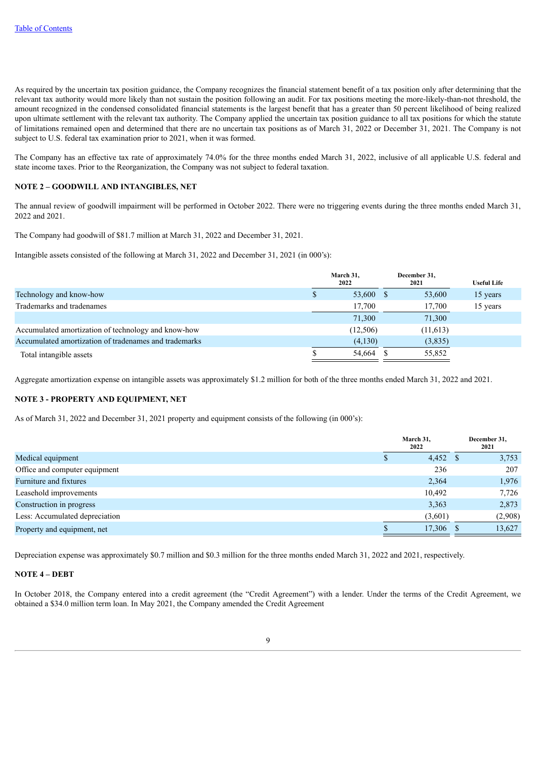As required by the uncertain tax position guidance, the Company recognizes the financial statement benefit of a tax position only after determining that the relevant tax authority would more likely than not sustain the position following an audit. For tax positions meeting the more-likely-than-not threshold, the amount recognized in the condensed consolidated financial statements is the largest benefit that has a greater than 50 percent likelihood of being realized upon ultimate settlement with the relevant tax authority. The Company applied the uncertain tax position guidance to all tax positions for which the statute of limitations remained open and determined that there are no uncertain tax positions as of March 31, 2022 or December 31, 2021. The Company is not subject to U.S. federal tax examination prior to 2021, when it was formed.

The Company has an effective tax rate of approximately 74.0% for the three months ended March 31, 2022, inclusive of all applicable U.S. federal and state income taxes. Prior to the Reorganization, the Company was not subject to federal taxation.

## NOTE 2 – GOODWILL AND INTANGIBLES, NET

The annual review of goodwill impairment will be performed in October 2022. There were no triggering events during the three months ended March 31, 2022 and 2021.

The Company had goodwill of $81.7 million at March 31, 2022 and December 31, 2021.

Intangible assets consisted of the following at March 31, 2022 and December 31, 2021 (in 000's):

| | March 31, 2022 | December 31, 2021 | Useful Life |
|---|---|---|---|
| Technology and know-how | $ 53,600 | $ 53,600 | 15 years |
| Trademarks and tradenames | 17,700 | 17,700 | 15 years |
| | 71,300 | 71,300 | |
| Accumulated amortization of technology and know-how | (12,506) | (11,613) | |
| Accumulated amortization of tradenames and trademarks | (4,130) | (3,835) | |
| Total intangible assets | $ 54,664 | $ 55,852 | |

Aggregate amortization expense on intangible assets was approximately $1.2 million for both of the three months ended March 31, 2022 and 2021.

## NOTE 3 - PROPERTY AND EQUIPMENT, NET

As of March 31, 2022 and December 31, 2021 property and equipment consists of the following (in 000's):

| | March 31, 2022 | December 31, 2021 |
|---|---|---|
| Medical equipment | $ 4,452 | $ 3,753 |
| Office and computer equipment | 236 | 207 |
| Furniture and fixtures | 2,364 | 1,976 |
| Leasehold improvements | 10,492 | 7,726 |
| Construction in progress | 3,363 | 2,873 |
| Less: Accumulated depreciation | (3,601) | (2,908) |
| Property and equipment, net | $ 17,306 | $ 13,627 |

Depreciation expense was approximately $0.7 million and $0.3 million for the three months ended March 31, 2022 and 2021, respectively.

## NOTE 4 – DEBT

In October 2018, the Company entered into a credit agreement (the "Credit Agreement") with a lender. Under the terms of the Credit Agreement, we obtained a $34.0 million term loan. In May 2021, the Company amended the Credit Agreement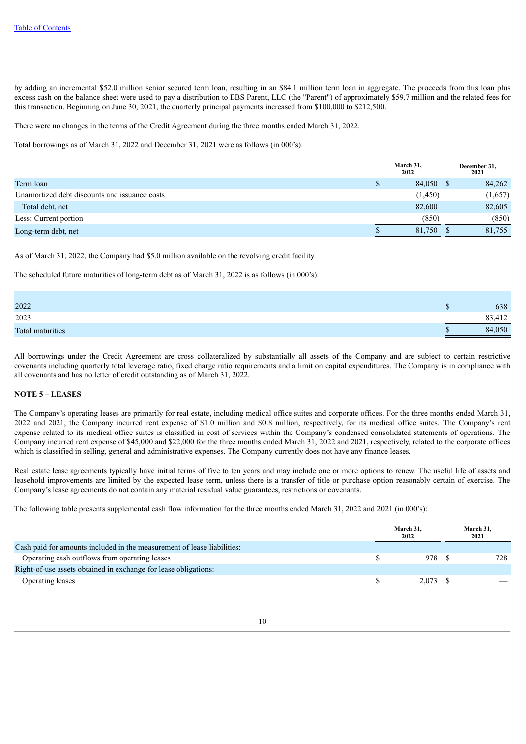by adding an incremental $52.0 million senior secured term loan, resulting in an $84.1 million term loan in aggregate. The proceeds from this loan plus excess cash on the balance sheet were used to pay a distribution to EBS Parent, LLC (the "Parent") of approximately $59.7 million and the related fees for this transaction. Beginning on June 30, 2021, the quarterly principal payments increased from $100,000 to $212,500.

There were no changes in the terms of the Credit Agreement during the three months ended March 31, 2022.

Total borrowings as of March 31, 2022 and December 31, 2021 were as follows (in 000's):

| | March 31, 2022 | December 31, 2021 |
|---|---|---|
| Term loan | $ 84,050 | $ 84,262 |
| Unamortized debt discounts and issuance costs | (1,450) | (1,657) |
| Total debt, net | 82,600 | 82,605 |
| Less: Current portion | (850) | (850) |
| Long-term debt, net | $ 81,750 | $ 81,755 |

As of March 31, 2022, the Company had $5.0 million available on the revolving credit facility.

The scheduled future maturities of long-term debt as of March 31, 2022 is as follows (in 000's):

| | |
|---|---|
| 2022 | $ 638 |
| 2023 | 83,412 |
| Total maturities | $ 84,050 |

All borrowings under the Credit Agreement are cross collateralized by substantially all assets of the Company and are subject to certain restrictive covenants including quarterly total leverage ratio, fixed charge ratio requirements and a limit on capital expenditures. The Company is in compliance with all covenants and has no letter of credit outstanding as of March 31, 2022.

**NOTE 5 – LEASES**

The Company's operating leases are primarily for real estate, including medical office suites and corporate offices. For the three months ended March 31, 2022 and 2021, the Company incurred rent expense of $1.0 million and $0.8 million, respectively, for its medical office suites. The Company's rent expense related to its medical office suites is classified in cost of services within the Company's condensed consolidated statements of operations. The Company incurred rent expense of $45,000 and $22,000 for the three months ended March 31, 2022 and 2021, respectively, related to the corporate offices which is classified in selling, general and administrative expenses. The Company currently does not have any finance leases.

Real estate lease agreements typically have initial terms of five to ten years and may include one or more options to renew. The useful life of assets and leasehold improvements are limited by the expected lease term, unless there is a transfer of title or purchase option reasonably certain of exercise. The Company's lease agreements do not contain any material residual value guarantees, restrictions or covenants.

The following table presents supplemental cash flow information for the three months ended March 31, 2022 and 2021 (in 000's):

| | March 31, 2022 | March 31, 2021 |
|---|---|---|
| Cash paid for amounts included in the measurement of lease liabilities: | | |
| Operating cash outflows from operating leases | $ 978 | $ 728 |
| Right-of-use assets obtained in exchange for lease obligations: | | |
| Operating leases | $ 2,073 | $ — |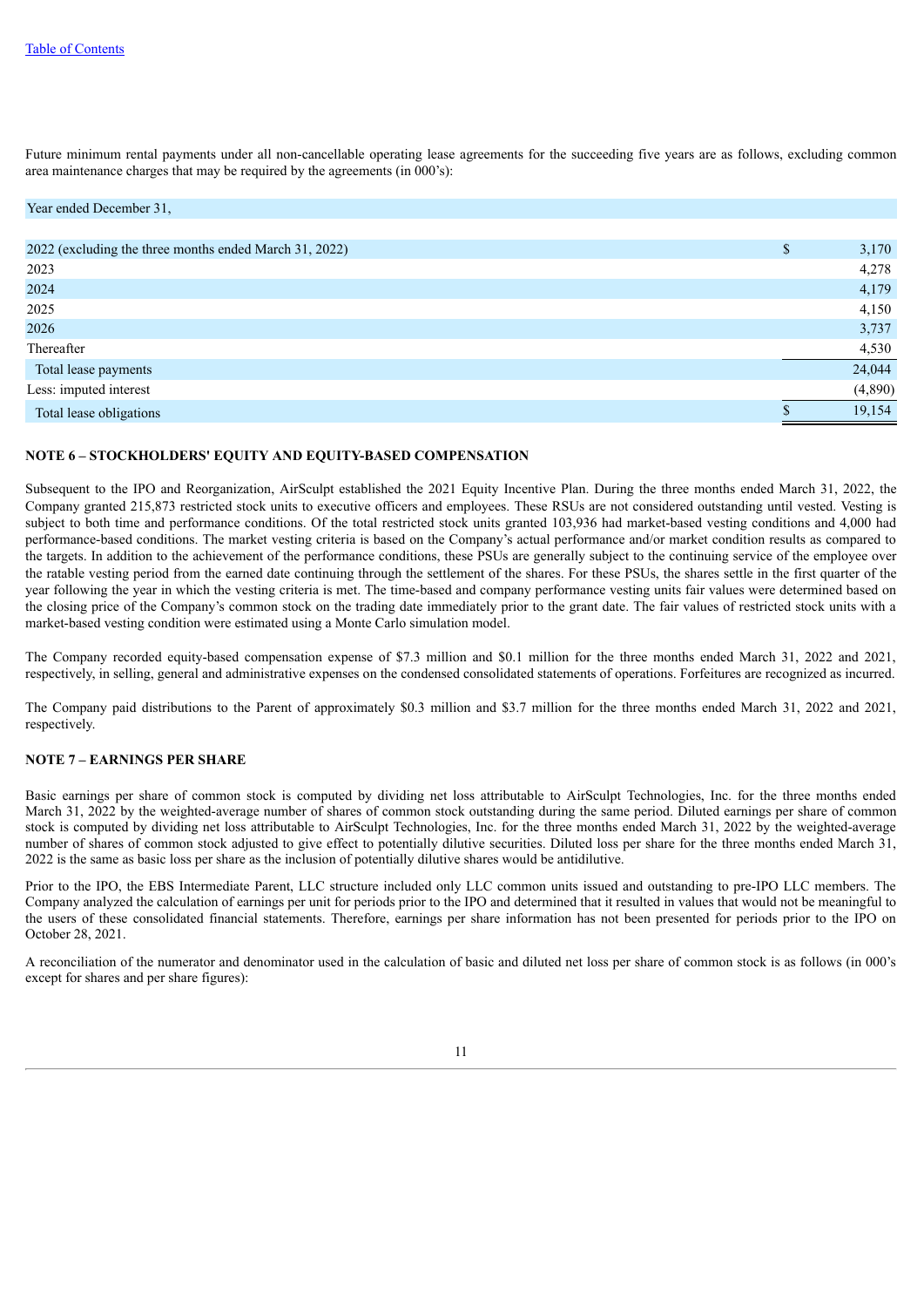Future minimum rental payments under all non-cancellable operating lease agreements for the succeeding five years are as follows, excluding common area maintenance charges that may be required by the agreements (in 000's):

| Year ended December 31, | |
|---|---|
| 2022 (excluding the three months ended March 31, 2022) | $ 3,170 |
| 2023 | 4,278 |
| 2024 | 4,179 |
| 2025 | 4,150 |
| 2026 | 3,737 |
| Thereafter | 4,530 |
| Total lease payments | 24,044 |
| Less: imputed interest | (4,890) |
| Total lease obligations | $ 19,154 |

**NOTE 6 – STOCKHOLDERS' EQUITY AND EQUITY-BASED COMPENSATION**

Subsequent to the IPO and Reorganization, AirSculpt established the 2021 Equity Incentive Plan. During the three months ended March 31, 2022, the Company granted 215,873 restricted stock units to executive officers and employees. These RSUs are not considered outstanding until vested. Vesting is subject to both time and performance conditions. Of the total restricted stock units granted 103,936 had market-based vesting conditions and 4,000 had performance-based conditions. The market vesting criteria is based on the Company's actual performance and/or market condition results as compared to the targets. In addition to the achievement of the performance conditions, these PSUs are generally subject to the continuing service of the employee over the ratable vesting period from the earned date continuing through the settlement of the shares. For these PSUs, the shares settle in the first quarter of the year following the year in which the vesting criteria is met. The time-based and company performance vesting units fair values were determined based on the closing price of the Company's common stock on the trading date immediately prior to the grant date. The fair values of restricted stock units with a market-based vesting condition were estimated using a Monte Carlo simulation model.

The Company recorded equity-based compensation expense of $7.3 million and $0.1 million for the three months ended March 31, 2022 and 2021, respectively, in selling, general and administrative expenses on the condensed consolidated statements of operations. Forfeitures are recognized as incurred.

The Company paid distributions to the Parent of approximately $0.3 million and $3.7 million for the three months ended March 31, 2022 and 2021, respectively.

**NOTE 7 – EARNINGS PER SHARE**

Basic earnings per share of common stock is computed by dividing net loss attributable to AirSculpt Technologies, Inc. for the three months ended March 31, 2022 by the weighted-average number of shares of common stock outstanding during the same period. Diluted earnings per share of common stock is computed by dividing net loss attributable to AirSculpt Technologies, Inc. for the three months ended March 31, 2022 by the weighted-average number of shares of common stock adjusted to give effect to potentially dilutive securities. Diluted loss per share for the three months ended March 31, 2022 is the same as basic loss per share as the inclusion of potentially dilutive shares would be antidilutive.

Prior to the IPO, the EBS Intermediate Parent, LLC structure included only LLC common units issued and outstanding to pre-IPO LLC members. The Company analyzed the calculation of earnings per unit for periods prior to the IPO and determined that it resulted in values that would not be meaningful to the users of these consolidated financial statements. Therefore, earnings per share information has not been presented for periods prior to the IPO on October 28, 2021.

A reconciliation of the numerator and denominator used in the calculation of basic and diluted net loss per share of common stock is as follows (in 000's except for shares and per share figures):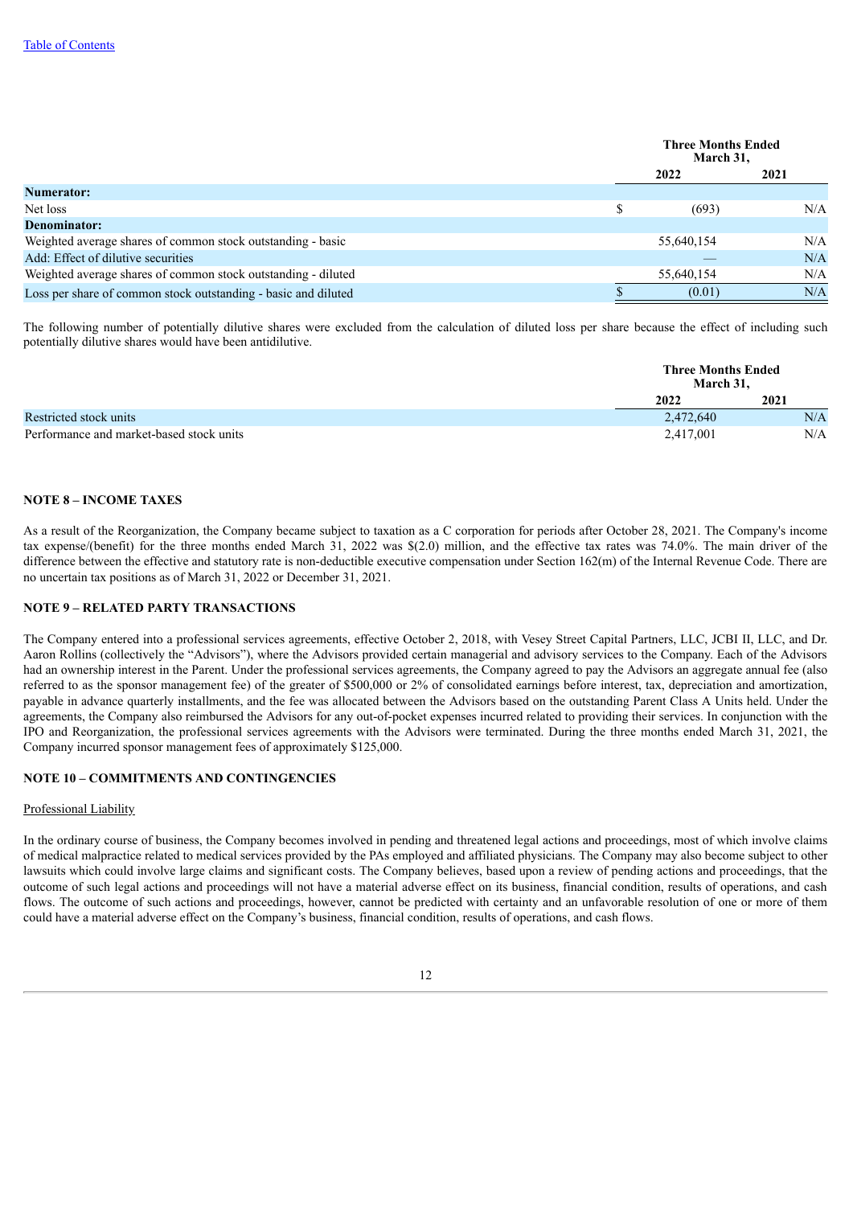|  | Three Months Ended March 31, |  |
|---|---|---|
|  | 2022 | 2021 |
| **Numerator:** |  |  |
| Net loss | $ (693) | N/A |
| **Denominator:** |  |  |
| Weighted average shares of common stock outstanding - basic | 55,640,154 | N/A |
| Add: Effect of dilutive securities | — | N/A |
| Weighted average shares of common stock outstanding - diluted | 55,640,154 | N/A |
| Loss per share of common stock outstanding - basic and diluted | $ (0.01) | N/A |

The following number of potentially dilutive shares were excluded from the calculation of diluted loss per share because the effect of including such potentially dilutive shares would have been antidilutive.

|  | Three Months Ended March 31, |  |
|---|---|---|
|  | 2022 | 2021 |
| Restricted stock units | 2,472,640 | N/A |
| Performance and market-based stock units | 2,417,001 | N/A |

## NOTE 8 – INCOME TAXES

As a result of the Reorganization, the Company became subject to taxation as a C corporation for periods after October 28, 2021. The Company's income tax expense/(benefit) for the three months ended March 31, 2022 was $(2.0) million, and the effective tax rates was 74.0%. The main driver of the difference between the effective and statutory rate is non-deductible executive compensation under Section 162(m) of the Internal Revenue Code. There are no uncertain tax positions as of March 31, 2022 or December 31, 2021.

## NOTE 9 – RELATED PARTY TRANSACTIONS

The Company entered into a professional services agreements, effective October 2, 2018, with Vesey Street Capital Partners, LLC, JCBI II, LLC, and Dr. Aaron Rollins (collectively the "Advisors"), where the Advisors provided certain managerial and advisory services to the Company. Each of the Advisors had an ownership interest in the Parent. Under the professional services agreements, the Company agreed to pay the Advisors an aggregate annual fee (also referred to as the sponsor management fee) of the greater of $500,000 or 2% of consolidated earnings before interest, tax, depreciation and amortization, payable in advance quarterly installments, and the fee was allocated between the Advisors based on the outstanding Parent Class A Units held. Under the agreements, the Company also reimbursed the Advisors for any out-of-pocket expenses incurred related to providing their services. In conjunction with the IPO and Reorganization, the professional services agreements with the Advisors were terminated. During the three months ended March 31, 2021, the Company incurred sponsor management fees of approximately $125,000.

## NOTE 10 – COMMITMENTS AND CONTINGENCIES

Professional Liability

In the ordinary course of business, the Company becomes involved in pending and threatened legal actions and proceedings, most of which involve claims of medical malpractice related to medical services provided by the PAs employed and affiliated physicians. The Company may also become subject to other lawsuits which could involve large claims and significant costs. The Company believes, based upon a review of pending actions and proceedings, that the outcome of such legal actions and proceedings will not have a material adverse effect on its business, financial condition, results of operations, and cash flows. The outcome of such actions and proceedings, however, cannot be predicted with certainty and an unfavorable resolution of one or more of them could have a material adverse effect on the Company's business, financial condition, results of operations, and cash flows.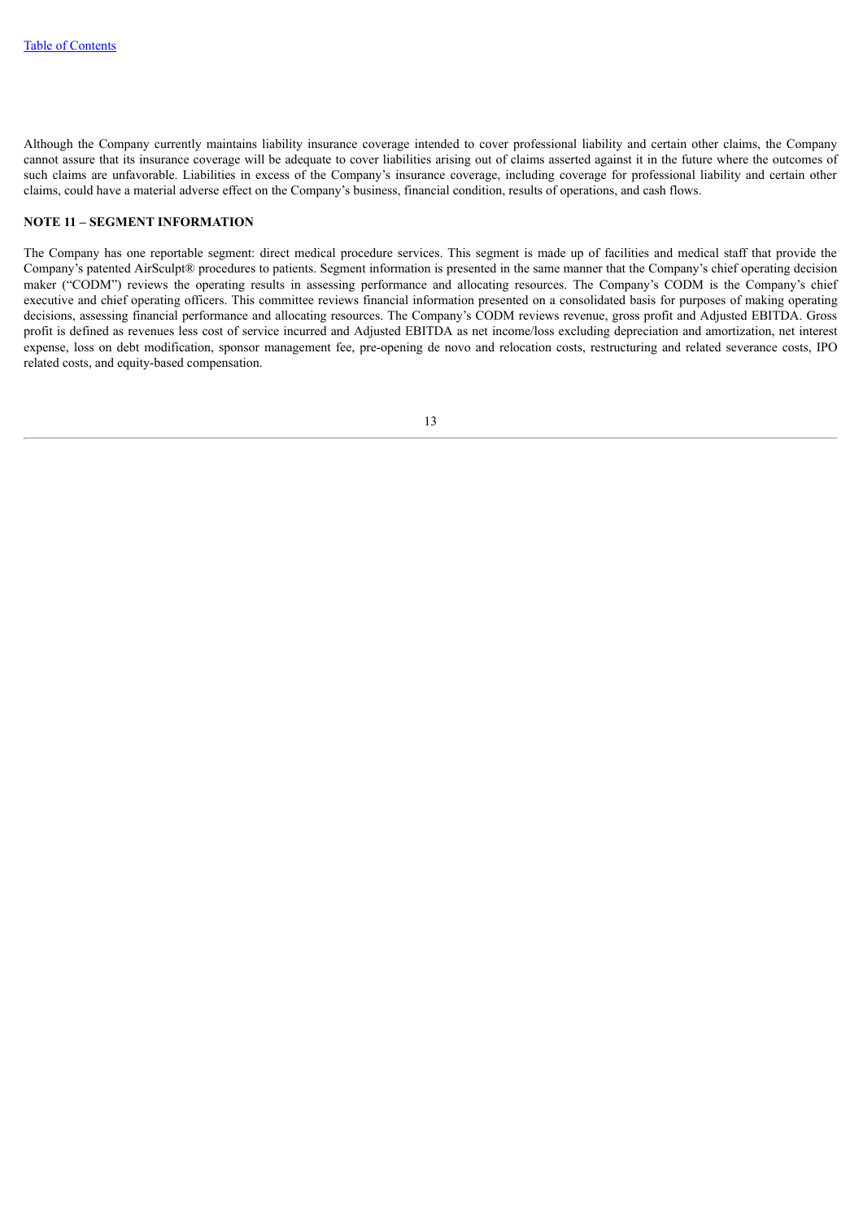Although the Company currently maintains liability insurance coverage intended to cover professional liability and certain other claims, the Company cannot assure that its insurance coverage will be adequate to cover liabilities arising out of claims asserted against it in the future where the outcomes of such claims are unfavorable. Liabilities in excess of the Company's insurance coverage, including coverage for professional liability and certain other claims, could have a material adverse effect on the Company's business, financial condition, results of operations, and cash flows.

**NOTE 11 – SEGMENT INFORMATION**

The Company has one reportable segment: direct medical procedure services. This segment is made up of facilities and medical staff that provide the Company's patented AirSculpt® procedures to patients. Segment information is presented in the same manner that the Company's chief operating decision maker ("CODM") reviews the operating results in assessing performance and allocating resources. The Company's CODM is the Company's chief executive and chief operating officers. This committee reviews financial information presented on a consolidated basis for purposes of making operating decisions, assessing financial performance and allocating resources. The Company's CODM reviews revenue, gross profit and Adjusted EBITDA. Gross profit is defined as revenues less cost of service incurred and Adjusted EBITDA as net income/loss excluding depreciation and amortization, net interest expense, loss on debt modification, sponsor management fee, pre-opening de novo and relocation costs, restructuring and related severance costs, IPO related costs, and equity-based compensation.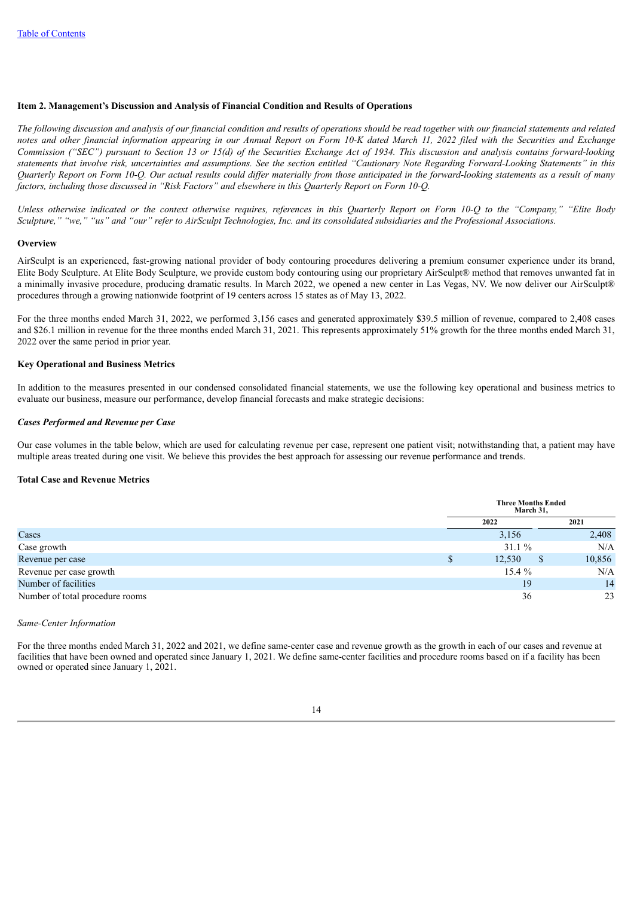[Table of Contents](#)

**Item 2. Management's Discussion and Analysis of Financial Condition and Results of Operations**

*The following discussion and analysis of our financial condition and results of operations should be read together with our financial statements and related notes and other financial information appearing in our Annual Report on Form 10-K dated March 11, 2022 filed with the Securities and Exchange Commission ("SEC") pursuant to Section 13 or 15(d) of the Securities Exchange Act of 1934. This discussion and analysis contains forward-looking statements that involve risk, uncertainties and assumptions. See the section entitled "Cautionary Note Regarding Forward-Looking Statements" in this Quarterly Report on Form 10-Q. Our actual results could differ materially from those anticipated in the forward-looking statements as a result of many factors, including those discussed in "Risk Factors" and elsewhere in this Quarterly Report on Form 10-Q.*

*Unless otherwise indicated or the context otherwise requires, references in this Quarterly Report on Form 10-Q to the "Company," "Elite Body Sculpture," "we," "us" and "our" refer to AirSculpt Technologies, Inc. and its consolidated subsidiaries and the Professional Associations.*

**Overview**

AirSculpt is an experienced, fast-growing national provider of body contouring procedures delivering a premium consumer experience under its brand, Elite Body Sculpture. At Elite Body Sculpture, we provide custom body contouring using our proprietary AirSculpt® method that removes unwanted fat in a minimally invasive procedure, producing dramatic results. In March 2022, we opened a new center in Las Vegas, NV. We now deliver our AirSculpt® procedures through a growing nationwide footprint of 19 centers across 15 states as of May 13, 2022.

For the three months ended March 31, 2022, we performed 3,156 cases and generated approximately $39.5 million of revenue, compared to 2,408 cases and $26.1 million in revenue for the three months ended March 31, 2021. This represents approximately 51% growth for the three months ended March 31, 2022 over the same period in prior year.

**Key Operational and Business Metrics**

In addition to the measures presented in our condensed consolidated financial statements, we use the following key operational and business metrics to evaluate our business, measure our performance, develop financial forecasts and make strategic decisions:

***Cases Performed and Revenue per Case***

Our case volumes in the table below, which are used for calculating revenue per case, represent one patient visit; notwithstanding that, a patient may have multiple areas treated during one visit. We believe this provides the best approach for assessing our revenue performance and trends.

**Total Case and Revenue Metrics**

| | Three Months Ended March 31, | |
|---|---|---|
| | 2022 | 2021 |
| Cases | 3,156 | 2,408 |
| Case growth | 31.1 % | N/A |
| Revenue per case | $ 12,530 | $ 10,856 |
| Revenue per case growth | 15.4 % | N/A |
| Number of facilities | 19 | 14 |
| Number of total procedure rooms | 36 | 23 |

*Same-Center Information*

For the three months ended March 31, 2022 and 2021, we define same-center case and revenue growth as the growth in each of our cases and revenue at facilities that have been owned and operated since January 1, 2021. We define same-center facilities and procedure rooms based on if a facility has been owned or operated since January 1, 2021.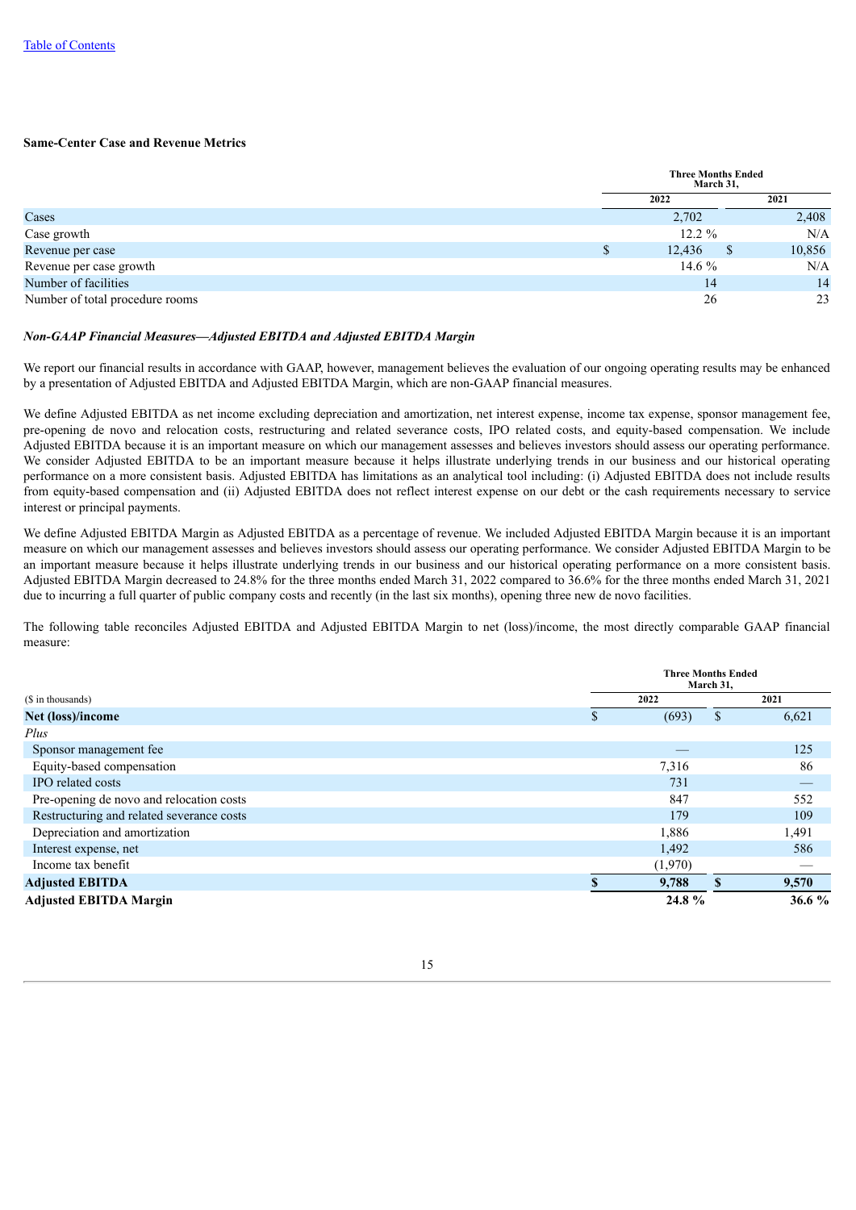### Same-Center Case and Revenue Metrics

| | Three Months Ended March 31, | |
|---|---|---|
| | 2022 | 2021 |
| Cases | 2,702 | 2,408 |
| Case growth | 12.2 % | N/A |
| Revenue per case | $ 12,436 | $ 10,856 |
| Revenue per case growth | 14.6 % | N/A |
| Number of facilities | 14 | 14 |
| Number of total procedure rooms | 26 | 23 |

### *Non-GAAP Financial Measures—Adjusted EBITDA and Adjusted EBITDA Margin*

We report our financial results in accordance with GAAP, however, management believes the evaluation of our ongoing operating results may be enhanced by a presentation of Adjusted EBITDA and Adjusted EBITDA Margin, which are non-GAAP financial measures.

We define Adjusted EBITDA as net income excluding depreciation and amortization, net interest expense, income tax expense, sponsor management fee, pre-opening de novo and relocation costs, restructuring and related severance costs, IPO related costs, and equity-based compensation. We include Adjusted EBITDA because it is an important measure on which our management assesses and believes investors should assess our operating performance. We consider Adjusted EBITDA to be an important measure because it helps illustrate underlying trends in our business and our historical operating performance on a more consistent basis. Adjusted EBITDA has limitations as an analytical tool including: (i) Adjusted EBITDA does not include results from equity-based compensation and (ii) Adjusted EBITDA does not reflect interest expense on our debt or the cash requirements necessary to service interest or principal payments.

We define Adjusted EBITDA Margin as Adjusted EBITDA as a percentage of revenue. We included Adjusted EBITDA Margin because it is an important measure on which our management assesses and believes investors should assess our operating performance. We consider Adjusted EBITDA Margin to be an important measure because it helps illustrate underlying trends in our business and our historical operating performance on a more consistent basis. Adjusted EBITDA Margin decreased to 24.8% for the three months ended March 31, 2022 compared to 36.6% for the three months ended March 31, 2021 due to incurring a full quarter of public company costs and recently (in the last six months), opening three new de novo facilities.

The following table reconciles Adjusted EBITDA and Adjusted EBITDA Margin to net (loss)/income, the most directly comparable GAAP financial measure:

| ($ in thousands) | Three Months Ended March 31, 2022 | Three Months Ended March 31, 2021 |
|---|---|---|
| **Net (loss)/income** | $ (693) | $ 6,621 |
| *Plus* | | |
| Sponsor management fee | — | 125 |
| Equity-based compensation | 7,316 | 86 |
| IPO related costs | 731 | — |
| Pre-opening de novo and relocation costs | 847 | 552 |
| Restructuring and related severance costs | 179 | 109 |
| Depreciation and amortization | 1,886 | 1,491 |
| Interest expense, net | 1,492 | 586 |
| Income tax benefit | (1,970) | — |
| **Adjusted EBITDA** | **$ 9,788** | **$ 9,570** |
| **Adjusted EBITDA Margin** | **24.8 %** | **36.6 %** |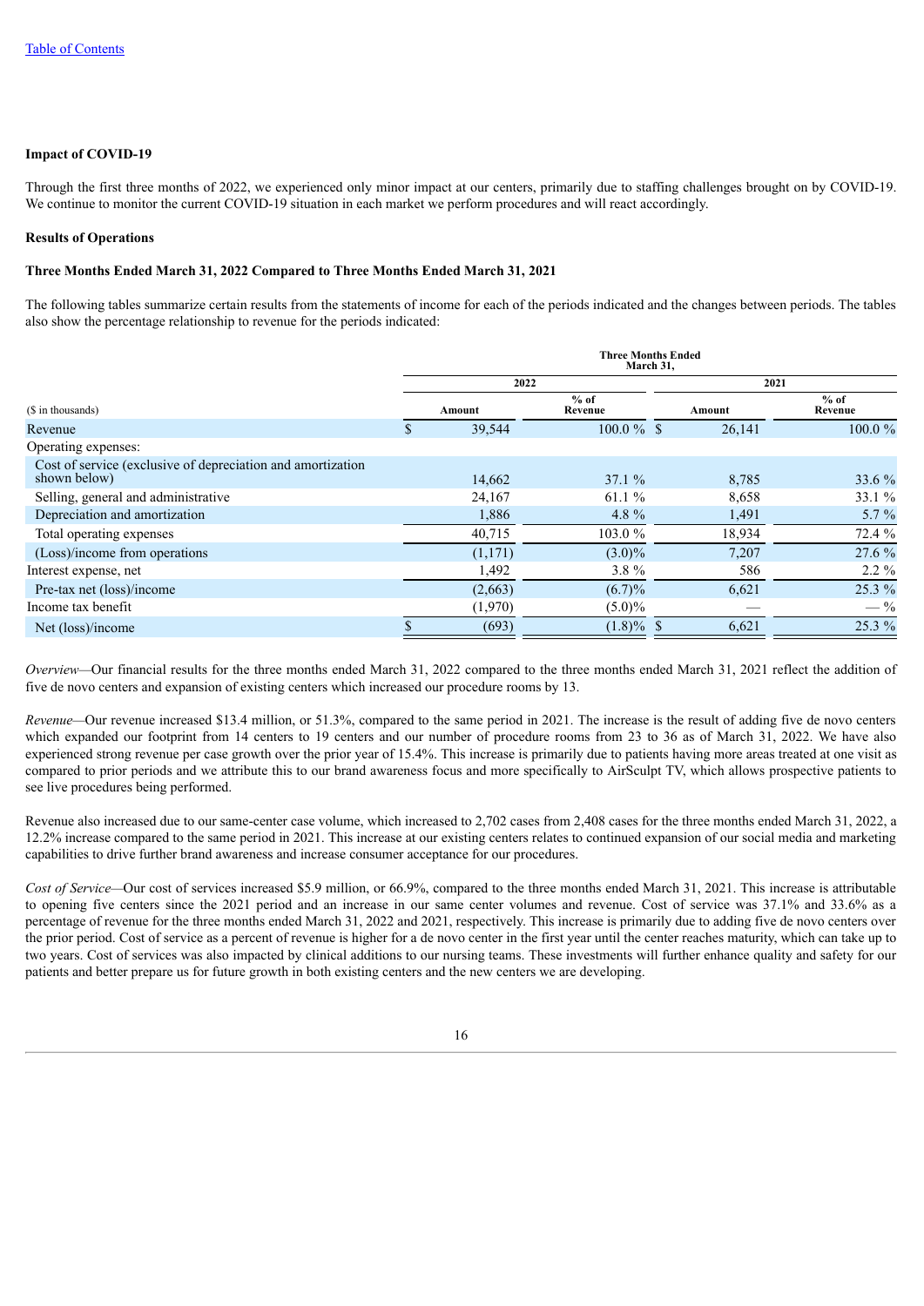[Table of Contents](#)

**Impact of COVID-19**

Through the first three months of 2022, we experienced only minor impact at our centers, primarily due to staffing challenges brought on by COVID-19. We continue to monitor the current COVID-19 situation in each market we perform procedures and will react accordingly.

**Results of Operations**

**Three Months Ended March 31, 2022 Compared to Three Months Ended March 31, 2021**

The following tables summarize certain results from the statements of income for each of the periods indicated and the changes between periods. The tables also show the percentage relationship to revenue for the periods indicated:

| | Three Months Ended March 31, | | | |
|---|---|---|---|---|
| | 2022 | | 2021 | |
| ($ in thousands) | Amount | % of Revenue | Amount | % of Revenue |
| Revenue | $ 39,544 | 100.0 % | $ 26,141 | 100.0 % |
| Operating expenses: | | | | |
| Cost of service (exclusive of depreciation and amortization shown below) | 14,662 | 37.1 % | 8,785 | 33.6 % |
| Selling, general and administrative | 24,167 | 61.1 % | 8,658 | 33.1 % |
| Depreciation and amortization | 1,886 | 4.8 % | 1,491 | 5.7 % |
| Total operating expenses | 40,715 | 103.0 % | 18,934 | 72.4 % |
| (Loss)/income from operations | (1,171) | (3.0)% | 7,207 | 27.6 % |
| Interest expense, net | 1,492 | 3.8 % | 586 | 2.2 % |
| Pre-tax net (loss)/income | (2,663) | (6.7)% | 6,621 | 25.3 % |
| Income tax benefit | (1,970) | (5.0)% | — | — % |
| Net (loss)/income | $ (693) | (1.8)% | $ 6,621 | 25.3 % |

*Overview*—Our financial results for the three months ended March 31, 2022 compared to the three months ended March 31, 2021 reflect the addition of five de novo centers and expansion of existing centers which increased our procedure rooms by 13.

*Revenue*—Our revenue increased $13.4 million, or 51.3%, compared to the same period in 2021. The increase is the result of adding five de novo centers which expanded our footprint from 14 centers to 19 centers and our number of procedure rooms from 23 to 36 as of March 31, 2022. We have also experienced strong revenue per case growth over the prior year of 15.4%. This increase is primarily due to patients having more areas treated at one visit as compared to prior periods and we attribute this to our brand awareness focus and more specifically to AirSculpt TV, which allows prospective patients to see live procedures being performed.

Revenue also increased due to our same-center case volume, which increased to 2,702 cases from 2,408 cases for the three months ended March 31, 2022, a 12.2% increase compared to the same period in 2021. This increase at our existing centers relates to continued expansion of our social media and marketing capabilities to drive further brand awareness and increase consumer acceptance for our procedures.

*Cost of Service*—Our cost of services increased $5.9 million, or 66.9%, compared to the three months ended March 31, 2021. This increase is attributable to opening five centers since the 2021 period and an increase in our same center volumes and revenue. Cost of service was 37.1% and 33.6% as a percentage of revenue for the three months ended March 31, 2022 and 2021, respectively. This increase is primarily due to adding five de novo centers over the prior period. Cost of service as a percent of revenue is higher for a de novo center in the first year until the center reaches maturity, which can take up to two years. Cost of services was also impacted by clinical additions to our nursing teams. These investments will further enhance quality and safety for our patients and better prepare us for future growth in both existing centers and the new centers we are developing.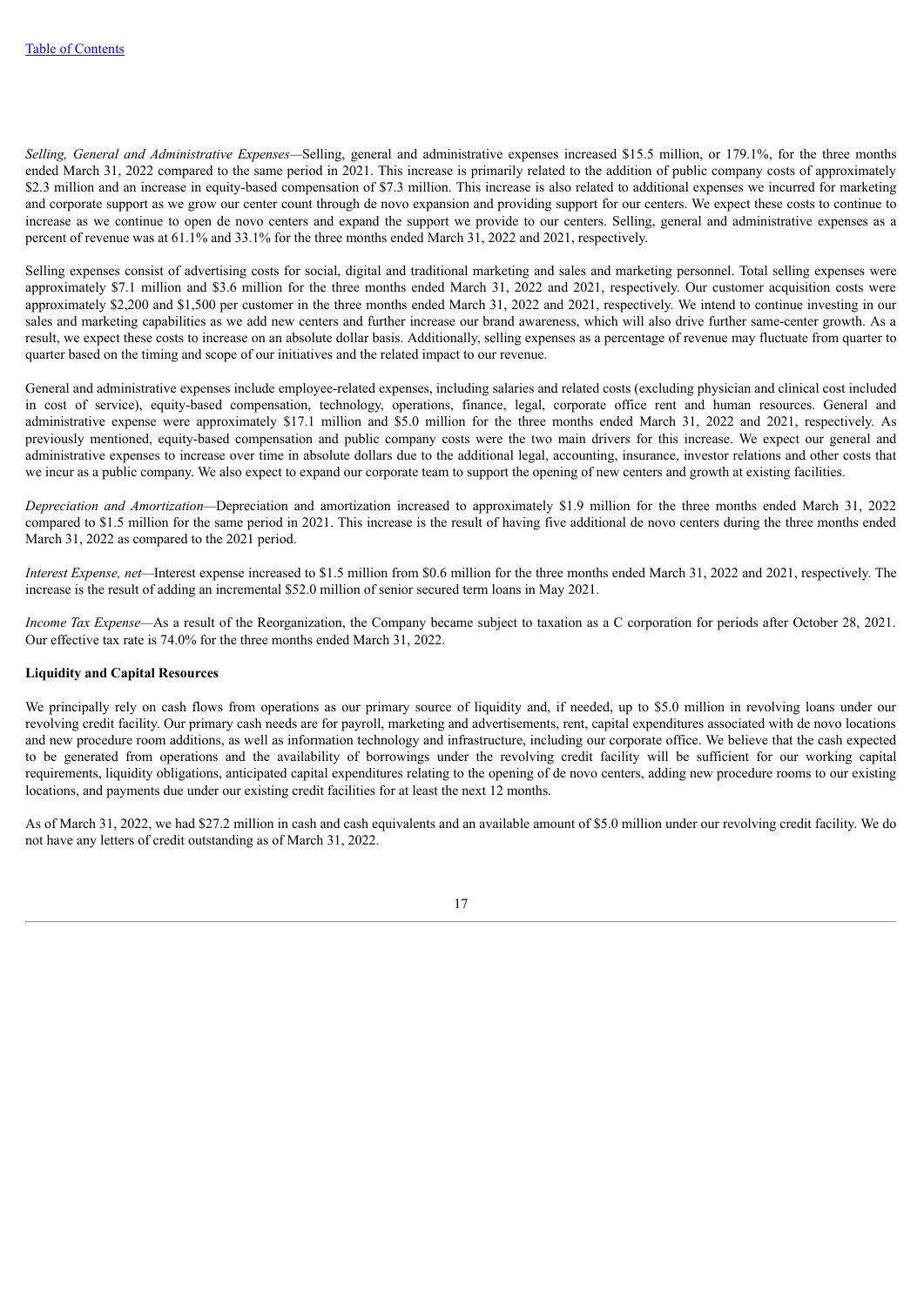*Selling, General and Administrative Expenses*—Selling, general and administrative expenses increased $15.5 million, or 179.1%, for the three months ended March 31, 2022 compared to the same period in 2021. This increase is primarily related to the addition of public company costs of approximately $2.3 million and an increase in equity-based compensation of $7.3 million. This increase is also related to additional expenses we incurred for marketing and corporate support as we grow our center count through de novo expansion and providing support for our centers. We expect these costs to continue to increase as we continue to open de novo centers and expand the support we provide to our centers. Selling, general and administrative expenses as a percent of revenue was at 61.1% and 33.1% for the three months ended March 31, 2022 and 2021, respectively.

Selling expenses consist of advertising costs for social, digital and traditional marketing and sales and marketing personnel. Total selling expenses were approximately $7.1 million and $3.6 million for the three months ended March 31, 2022 and 2021, respectively. Our customer acquisition costs were approximately $2,200 and $1,500 per customer in the three months ended March 31, 2022 and 2021, respectively. We intend to continue investing in our sales and marketing capabilities as we add new centers and further increase our brand awareness, which will also drive further same-center growth. As a result, we expect these costs to increase on an absolute dollar basis. Additionally, selling expenses as a percentage of revenue may fluctuate from quarter to quarter based on the timing and scope of our initiatives and the related impact to our revenue.

General and administrative expenses include employee-related expenses, including salaries and related costs (excluding physician and clinical cost included in cost of service), equity-based compensation, technology, operations, finance, legal, corporate office rent and human resources. General and administrative expense were approximately $17.1 million and $5.0 million for the three months ended March 31, 2022 and 2021, respectively. As previously mentioned, equity-based compensation and public company costs were the two main drivers for this increase. We expect our general and administrative expenses to increase over time in absolute dollars due to the additional legal, accounting, insurance, investor relations and other costs that we incur as a public company. We also expect to expand our corporate team to support the opening of new centers and growth at existing facilities.

*Depreciation and Amortization*—Depreciation and amortization increased to approximately $1.9 million for the three months ended March 31, 2022 compared to $1.5 million for the same period in 2021. This increase is the result of having five additional de novo centers during the three months ended March 31, 2022 as compared to the 2021 period.

*Interest Expense, net*—Interest expense increased to $1.5 million from $0.6 million for the three months ended March 31, 2022 and 2021, respectively. The increase is the result of adding an incremental $52.0 million of senior secured term loans in May 2021.

*Income Tax Expense*—As a result of the Reorganization, the Company became subject to taxation as a C corporation for periods after October 28, 2021. Our effective tax rate is 74.0% for the three months ended March 31, 2022.

**Liquidity and Capital Resources**

We principally rely on cash flows from operations as our primary source of liquidity and, if needed, up to $5.0 million in revolving loans under our revolving credit facility. Our primary cash needs are for payroll, marketing and advertisements, rent, capital expenditures associated with de novo locations and new procedure room additions, as well as information technology and infrastructure, including our corporate office. We believe that the cash expected to be generated from operations and the availability of borrowings under the revolving credit facility will be sufficient for our working capital requirements, liquidity obligations, anticipated capital expenditures relating to the opening of de novo centers, adding new procedure rooms to our existing locations, and payments due under our existing credit facilities for at least the next 12 months.

As of March 31, 2022, we had $27.2 million in cash and cash equivalents and an available amount of $5.0 million under our revolving credit facility. We do not have any letters of credit outstanding as of March 31, 2022.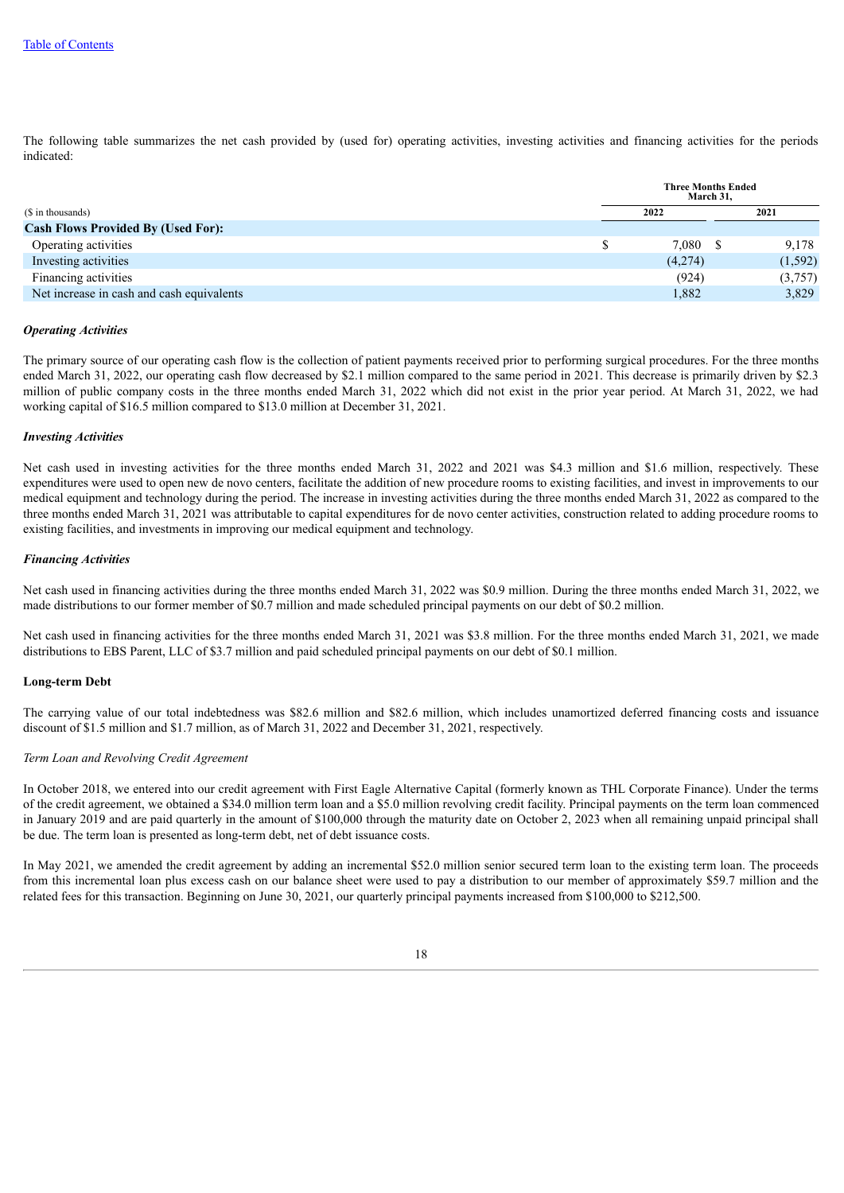The following table summarizes the net cash provided by (used for) operating activities, investing activities and financing activities for the periods indicated:

| | Three Months Ended March 31, | |
|---|---|---|
| ($ in thousands) | 2022 | 2021 |
| **Cash Flows Provided By (Used For):** | | |
| Operating activities | $ 7,080 | $ 9,178 |
| Investing activities | (4,274) | (1,592) |
| Financing activities | (924) | (3,757) |
| Net increase in cash and cash equivalents | 1,882 | 3,829 |

***Operating Activities***

The primary source of our operating cash flow is the collection of patient payments received prior to performing surgical procedures. For the three months ended March 31, 2022, our operating cash flow decreased by $2.1 million compared to the same period in 2021. This decrease is primarily driven by $2.3 million of public company costs in the three months ended March 31, 2022 which did not exist in the prior year period. At March 31, 2022, we had working capital of $16.5 million compared to $13.0 million at December 31, 2021.

***Investing Activities***

Net cash used in investing activities for the three months ended March 31, 2022 and 2021 was $4.3 million and $1.6 million, respectively. These expenditures were used to open new de novo centers, facilitate the addition of new procedure rooms to existing facilities, and invest in improvements to our medical equipment and technology during the period. The increase in investing activities during the three months ended March 31, 2022 as compared to the three months ended March 31, 2021 was attributable to capital expenditures for de novo center activities, construction related to adding procedure rooms to existing facilities, and investments in improving our medical equipment and technology.

***Financing Activities***

Net cash used in financing activities during the three months ended March 31, 2022 was $0.9 million. During the three months ended March 31, 2022, we made distributions to our former member of $0.7 million and made scheduled principal payments on our debt of $0.2 million.

Net cash used in financing activities for the three months ended March 31, 2021 was $3.8 million. For the three months ended March 31, 2021, we made distributions to EBS Parent, LLC of $3.7 million and paid scheduled principal payments on our debt of $0.1 million.

**Long-term Debt**

The carrying value of our total indebtedness was $82.6 million and $82.6 million, which includes unamortized deferred financing costs and issuance discount of $1.5 million and $1.7 million, as of March 31, 2022 and December 31, 2021, respectively.

*Term Loan and Revolving Credit Agreement*

In October 2018, we entered into our credit agreement with First Eagle Alternative Capital (formerly known as THL Corporate Finance). Under the terms of the credit agreement, we obtained a $34.0 million term loan and a $5.0 million revolving credit facility. Principal payments on the term loan commenced in January 2019 and are paid quarterly in the amount of $100,000 through the maturity date on October 2, 2023 when all remaining unpaid principal shall be due. The term loan is presented as long-term debt, net of debt issuance costs.

In May 2021, we amended the credit agreement by adding an incremental $52.0 million senior secured term loan to the existing term loan. The proceeds from this incremental loan plus excess cash on our balance sheet were used to pay a distribution to our member of approximately $59.7 million and the related fees for this transaction. Beginning on June 30, 2021, our quarterly principal payments increased from $100,000 to $212,500.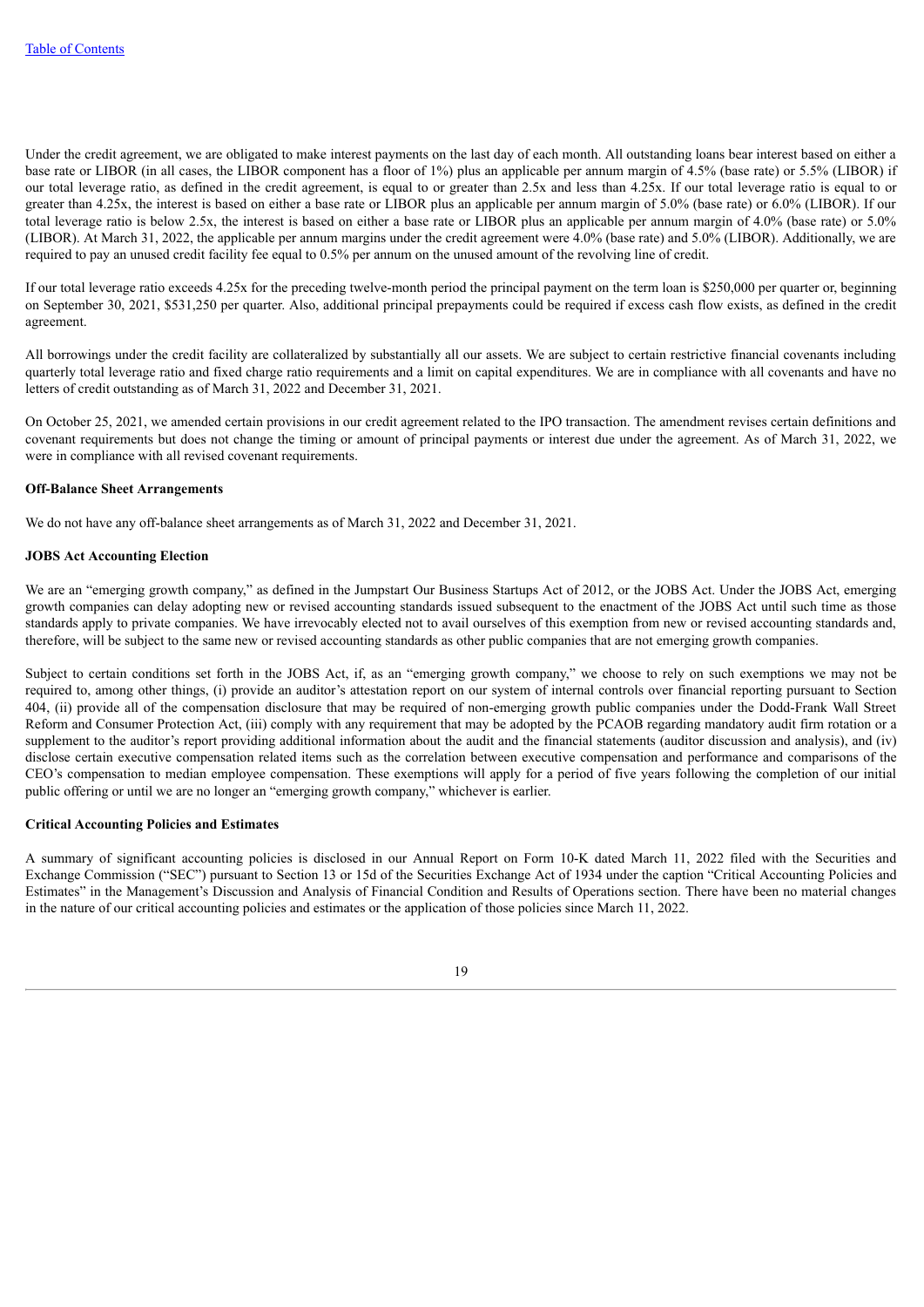Under the credit agreement, we are obligated to make interest payments on the last day of each month. All outstanding loans bear interest based on either a base rate or LIBOR (in all cases, the LIBOR component has a floor of 1%) plus an applicable per annum margin of 4.5% (base rate) or 5.5% (LIBOR) if our total leverage ratio, as defined in the credit agreement, is equal to or greater than 2.5x and less than 4.25x. If our total leverage ratio is equal to or greater than 4.25x, the interest is based on either a base rate or LIBOR plus an applicable per annum margin of 5.0% (base rate) or 6.0% (LIBOR). If our total leverage ratio is below 2.5x, the interest is based on either a base rate or LIBOR plus an applicable per annum margin of 4.0% (base rate) or 5.0% (LIBOR). At March 31, 2022, the applicable per annum margins under the credit agreement were 4.0% (base rate) and 5.0% (LIBOR). Additionally, we are required to pay an unused credit facility fee equal to 0.5% per annum on the unused amount of the revolving line of credit.

If our total leverage ratio exceeds 4.25x for the preceding twelve-month period the principal payment on the term loan is $250,000 per quarter or, beginning on September 30, 2021, $531,250 per quarter. Also, additional principal prepayments could be required if excess cash flow exists, as defined in the credit agreement.

All borrowings under the credit facility are collateralized by substantially all our assets. We are subject to certain restrictive financial covenants including quarterly total leverage ratio and fixed charge ratio requirements and a limit on capital expenditures. We are in compliance with all covenants and have no letters of credit outstanding as of March 31, 2022 and December 31, 2021.

On October 25, 2021, we amended certain provisions in our credit agreement related to the IPO transaction. The amendment revises certain definitions and covenant requirements but does not change the timing or amount of principal payments or interest due under the agreement. As of March 31, 2022, we were in compliance with all revised covenant requirements.

**Off-Balance Sheet Arrangements**

We do not have any off-balance sheet arrangements as of March 31, 2022 and December 31, 2021.

**JOBS Act Accounting Election**

We are an "emerging growth company," as defined in the Jumpstart Our Business Startups Act of 2012, or the JOBS Act. Under the JOBS Act, emerging growth companies can delay adopting new or revised accounting standards issued subsequent to the enactment of the JOBS Act until such time as those standards apply to private companies. We have irrevocably elected not to avail ourselves of this exemption from new or revised accounting standards and, therefore, will be subject to the same new or revised accounting standards as other public companies that are not emerging growth companies.

Subject to certain conditions set forth in the JOBS Act, if, as an "emerging growth company," we choose to rely on such exemptions we may not be required to, among other things, (i) provide an auditor's attestation report on our system of internal controls over financial reporting pursuant to Section 404, (ii) provide all of the compensation disclosure that may be required of non-emerging growth public companies under the Dodd-Frank Wall Street Reform and Consumer Protection Act, (iii) comply with any requirement that may be adopted by the PCAOB regarding mandatory audit firm rotation or a supplement to the auditor's report providing additional information about the audit and the financial statements (auditor discussion and analysis), and (iv) disclose certain executive compensation related items such as the correlation between executive compensation and performance and comparisons of the CEO's compensation to median employee compensation. These exemptions will apply for a period of five years following the completion of our initial public offering or until we are no longer an "emerging growth company," whichever is earlier.

**Critical Accounting Policies and Estimates**

A summary of significant accounting policies is disclosed in our Annual Report on Form 10-K dated March 11, 2022 filed with the Securities and Exchange Commission ("SEC") pursuant to Section 13 or 15d of the Securities Exchange Act of 1934 under the caption "Critical Accounting Policies and Estimates" in the Management's Discussion and Analysis of Financial Condition and Results of Operations section. There have been no material changes in the nature of our critical accounting policies and estimates or the application of those policies since March 11, 2022.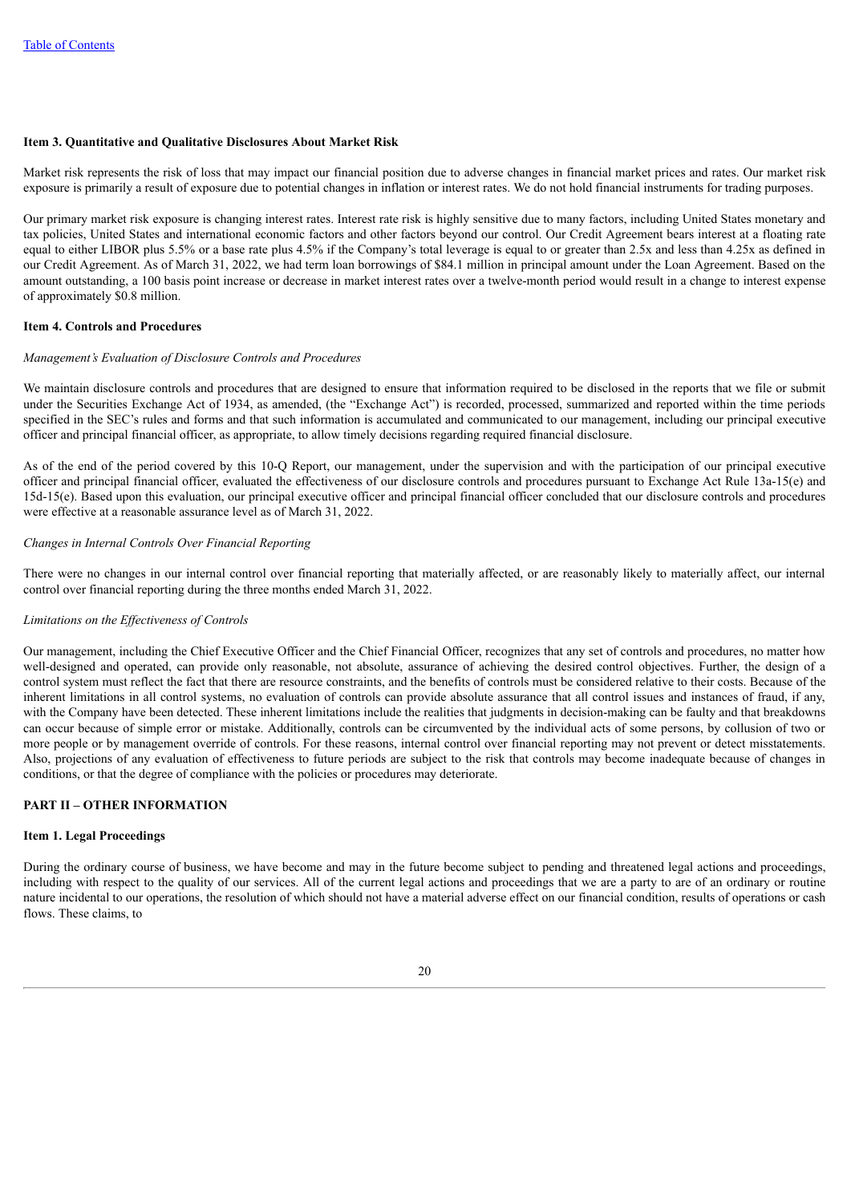**Item 3. Quantitative and Qualitative Disclosures About Market Risk**

Market risk represents the risk of loss that may impact our financial position due to adverse changes in financial market prices and rates. Our market risk exposure is primarily a result of exposure due to potential changes in inflation or interest rates. We do not hold financial instruments for trading purposes.

Our primary market risk exposure is changing interest rates. Interest rate risk is highly sensitive due to many factors, including United States monetary and tax policies, United States and international economic factors and other factors beyond our control. Our Credit Agreement bears interest at a floating rate equal to either LIBOR plus 5.5% or a base rate plus 4.5% if the Company's total leverage is equal to or greater than 2.5x and less than 4.25x as defined in our Credit Agreement. As of March 31, 2022, we had term loan borrowings of $84.1 million in principal amount under the Loan Agreement. Based on the amount outstanding, a 100 basis point increase or decrease in market interest rates over a twelve-month period would result in a change to interest expense of approximately $0.8 million.

**Item 4. Controls and Procedures**

*Management's Evaluation of Disclosure Controls and Procedures*

We maintain disclosure controls and procedures that are designed to ensure that information required to be disclosed in the reports that we file or submit under the Securities Exchange Act of 1934, as amended, (the "Exchange Act") is recorded, processed, summarized and reported within the time periods specified in the SEC's rules and forms and that such information is accumulated and communicated to our management, including our principal executive officer and principal financial officer, as appropriate, to allow timely decisions regarding required financial disclosure.

As of the end of the period covered by this 10-Q Report, our management, under the supervision and with the participation of our principal executive officer and principal financial officer, evaluated the effectiveness of our disclosure controls and procedures pursuant to Exchange Act Rule 13a-15(e) and 15d-15(e). Based upon this evaluation, our principal executive officer and principal financial officer concluded that our disclosure controls and procedures were effective at a reasonable assurance level as of March 31, 2022.

*Changes in Internal Controls Over Financial Reporting*

There were no changes in our internal control over financial reporting that materially affected, or are reasonably likely to materially affect, our internal control over financial reporting during the three months ended March 31, 2022.

*Limitations on the Effectiveness of Controls*

Our management, including the Chief Executive Officer and the Chief Financial Officer, recognizes that any set of controls and procedures, no matter how well-designed and operated, can provide only reasonable, not absolute, assurance of achieving the desired control objectives. Further, the design of a control system must reflect the fact that there are resource constraints, and the benefits of controls must be considered relative to their costs. Because of the inherent limitations in all control systems, no evaluation of controls can provide absolute assurance that all control issues and instances of fraud, if any, with the Company have been detected. These inherent limitations include the realities that judgments in decision-making can be faulty and that breakdowns can occur because of simple error or mistake. Additionally, controls can be circumvented by the individual acts of some persons, by collusion of two or more people or by management override of controls. For these reasons, internal control over financial reporting may not prevent or detect misstatements. Also, projections of any evaluation of effectiveness to future periods are subject to the risk that controls may become inadequate because of changes in conditions, or that the degree of compliance with the policies or procedures may deteriorate.

## PART II – OTHER INFORMATION

**Item 1. Legal Proceedings**

During the ordinary course of business, we have become and may in the future become subject to pending and threatened legal actions and proceedings, including with respect to the quality of our services. All of the current legal actions and proceedings that we are a party to are of an ordinary or routine nature incidental to our operations, the resolution of which should not have a material adverse effect on our financial condition, results of operations or cash flows. These claims, to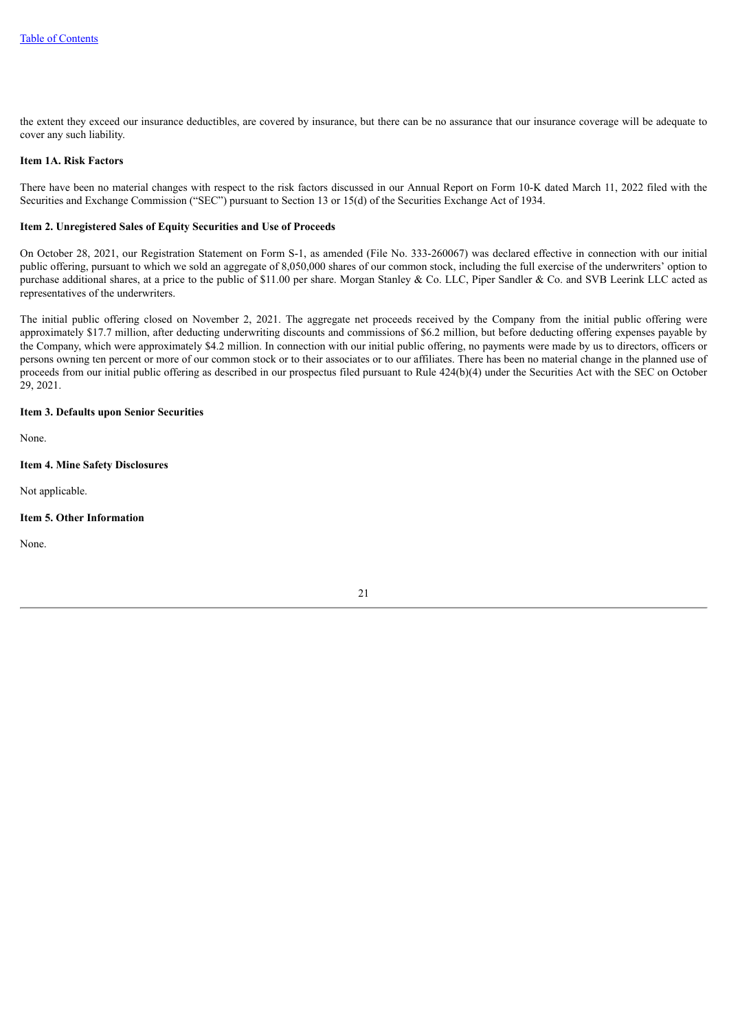the extent they exceed our insurance deductibles, are covered by insurance, but there can be no assurance that our insurance coverage will be adequate to cover any such liability.

### Item 1A. Risk Factors

There have been no material changes with respect to the risk factors discussed in our Annual Report on Form 10-K dated March 11, 2022 filed with the Securities and Exchange Commission ("SEC") pursuant to Section 13 or 15(d) of the Securities Exchange Act of 1934.

### Item 2. Unregistered Sales of Equity Securities and Use of Proceeds

On October 28, 2021, our Registration Statement on Form S-1, as amended (File No. 333-260067) was declared effective in connection with our initial public offering, pursuant to which we sold an aggregate of 8,050,000 shares of our common stock, including the full exercise of the underwriters' option to purchase additional shares, at a price to the public of $11.00 per share. Morgan Stanley & Co. LLC, Piper Sandler & Co. and SVB Leerink LLC acted as representatives of the underwriters.

The initial public offering closed on November 2, 2021. The aggregate net proceeds received by the Company from the initial public offering were approximately $17.7 million, after deducting underwriting discounts and commissions of $6.2 million, but before deducting offering expenses payable by the Company, which were approximately $4.2 million. In connection with our initial public offering, no payments were made by us to directors, officers or persons owning ten percent or more of our common stock or to their associates or to our affiliates. There has been no material change in the planned use of proceeds from our initial public offering as described in our prospectus filed pursuant to Rule 424(b)(4) under the Securities Act with the SEC on October 29, 2021.

### Item 3. Defaults upon Senior Securities

None.

### Item 4. Mine Safety Disclosures

Not applicable.

### Item 5. Other Information

None.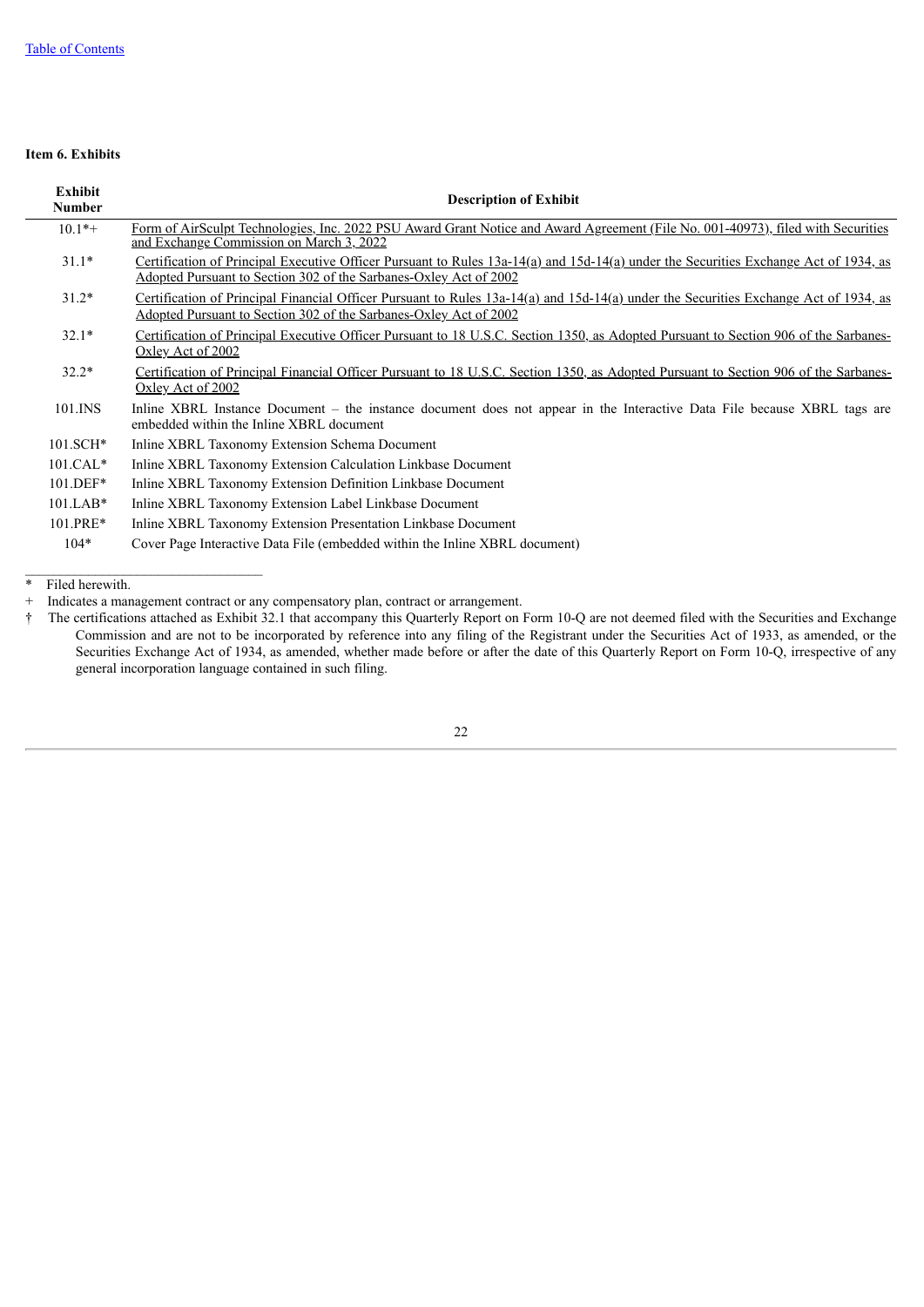**Item 6. Exhibits**

| Exhibit Number | Description of Exhibit |
|---|---|
| 10.1*+ | Form of AirSculpt Technologies, Inc. 2022 PSU Award Grant Notice and Award Agreement (File No. 001-40973), filed with Securities and Exchange Commission on March 3, 2022 |
| 31.1* | Certification of Principal Executive Officer Pursuant to Rules 13a-14(a) and 15d-14(a) under the Securities Exchange Act of 1934, as Adopted Pursuant to Section 302 of the Sarbanes-Oxley Act of 2002 |
| 31.2* | Certification of Principal Financial Officer Pursuant to Rules 13a-14(a) and 15d-14(a) under the Securities Exchange Act of 1934, as Adopted Pursuant to Section 302 of the Sarbanes-Oxley Act of 2002 |
| 32.1* | Certification of Principal Executive Officer Pursuant to 18 U.S.C. Section 1350, as Adopted Pursuant to Section 906 of the Sarbanes-Oxley Act of 2002 |
| 32.2* | Certification of Principal Financial Officer Pursuant to 18 U.S.C. Section 1350, as Adopted Pursuant to Section 906 of the Sarbanes-Oxley Act of 2002 |
| 101.INS | Inline XBRL Instance Document – the instance document does not appear in the Interactive Data File because XBRL tags are embedded within the Inline XBRL document |
| 101.SCH* | Inline XBRL Taxonomy Extension Schema Document |
| 101.CAL* | Inline XBRL Taxonomy Extension Calculation Linkbase Document |
| 101.DEF* | Inline XBRL Taxonomy Extension Definition Linkbase Document |
| 101.LAB* | Inline XBRL Taxonomy Extension Label Linkbase Document |
| 101.PRE* | Inline XBRL Taxonomy Extension Presentation Linkbase Document |
| 104* | Cover Page Interactive Data File (embedded within the Inline XBRL document) |

\* Filed herewith.

\+ Indicates a management contract or any compensatory plan, contract or arrangement.

† The certifications attached as Exhibit 32.1 that accompany this Quarterly Report on Form 10-Q are not deemed filed with the Securities and Exchange Commission and are not to be incorporated by reference into any filing of the Registrant under the Securities Act of 1933, as amended, or the Securities Exchange Act of 1934, as amended, whether made before or after the date of this Quarterly Report on Form 10-Q, irrespective of any general incorporation language contained in such filing.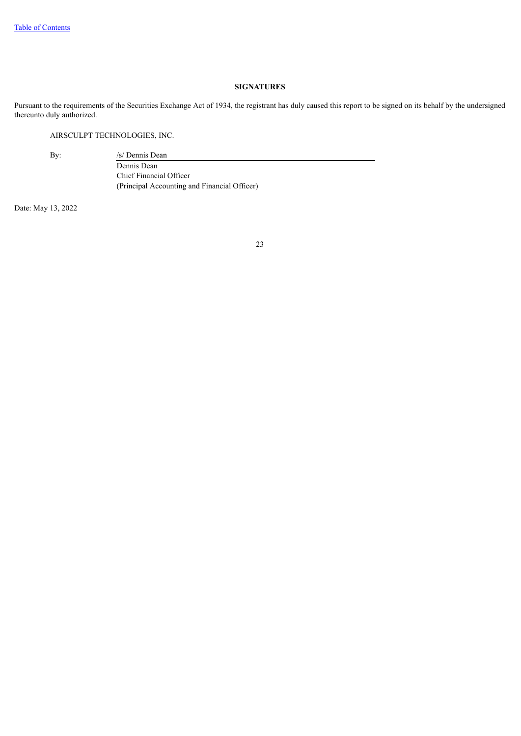## SIGNATURES

Pursuant to the requirements of the Securities Exchange Act of 1934, the registrant has duly caused this report to be signed on its behalf by the undersigned thereunto duly authorized.

AIRSCULPT TECHNOLOGIES, INC.

By: /s/ Dennis Dean
Dennis Dean
Chief Financial Officer
(Principal Accounting and Financial Officer)

Date: May 13, 2022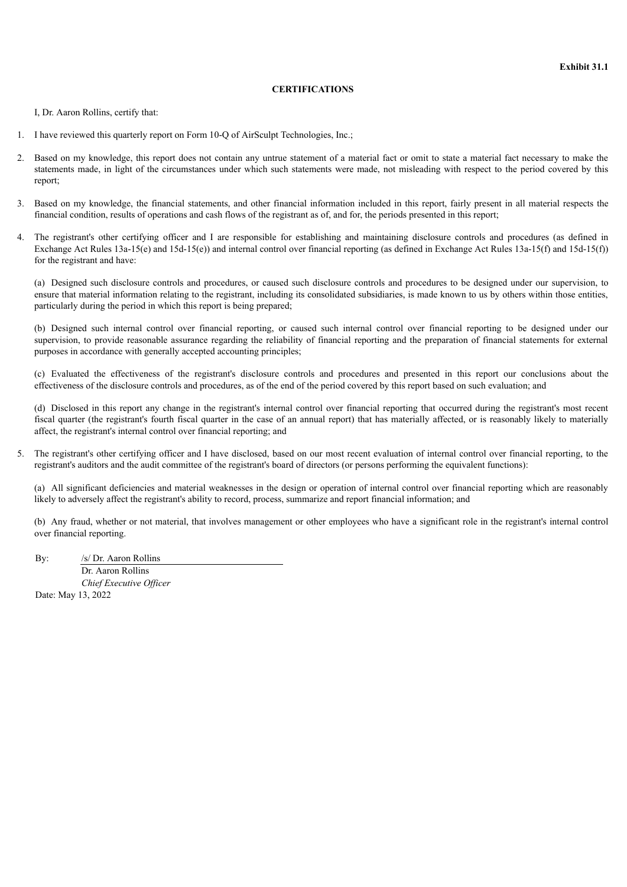**Exhibit 31.1**

**CERTIFICATIONS**

I, Dr. Aaron Rollins, certify that:

1. I have reviewed this quarterly report on Form 10-Q of AirSculpt Technologies, Inc.;

2. Based on my knowledge, this report does not contain any untrue statement of a material fact or omit to state a material fact necessary to make the statements made, in light of the circumstances under which such statements were made, not misleading with respect to the period covered by this report;

3. Based on my knowledge, the financial statements, and other financial information included in this report, fairly present in all material respects the financial condition, results of operations and cash flows of the registrant as of, and for, the periods presented in this report;

4. The registrant's other certifying officer and I are responsible for establishing and maintaining disclosure controls and procedures (as defined in Exchange Act Rules 13a-15(e) and 15d-15(e)) and internal control over financial reporting (as defined in Exchange Act Rules 13a-15(f) and 15d-15(f)) for the registrant and have:

   (a) Designed such disclosure controls and procedures, or caused such disclosure controls and procedures to be designed under our supervision, to ensure that material information relating to the registrant, including its consolidated subsidiaries, is made known to us by others within those entities, particularly during the period in which this report is being prepared;

   (b) Designed such internal control over financial reporting, or caused such internal control over financial reporting to be designed under our supervision, to provide reasonable assurance regarding the reliability of financial reporting and the preparation of financial statements for external purposes in accordance with generally accepted accounting principles;

   (c) Evaluated the effectiveness of the registrant's disclosure controls and procedures and presented in this report our conclusions about the effectiveness of the disclosure controls and procedures, as of the end of the period covered by this report based on such evaluation; and

   (d) Disclosed in this report any change in the registrant's internal control over financial reporting that occurred during the registrant's most recent fiscal quarter (the registrant's fourth fiscal quarter in the case of an annual report) that has materially affected, or is reasonably likely to materially affect, the registrant's internal control over financial reporting; and

5. The registrant's other certifying officer and I have disclosed, based on our most recent evaluation of internal control over financial reporting, to the registrant's auditors and the audit committee of the registrant's board of directors (or persons performing the equivalent functions):

   (a) All significant deficiencies and material weaknesses in the design or operation of internal control over financial reporting which are reasonably likely to adversely affect the registrant's ability to record, process, summarize and report financial information; and

   (b) Any fraud, whether or not material, that involves management or other employees who have a significant role in the registrant's internal control over financial reporting.

By: /s/ Dr. Aaron Rollins
Dr. Aaron Rollins
*Chief Executive Officer*

Date: May 13, 2022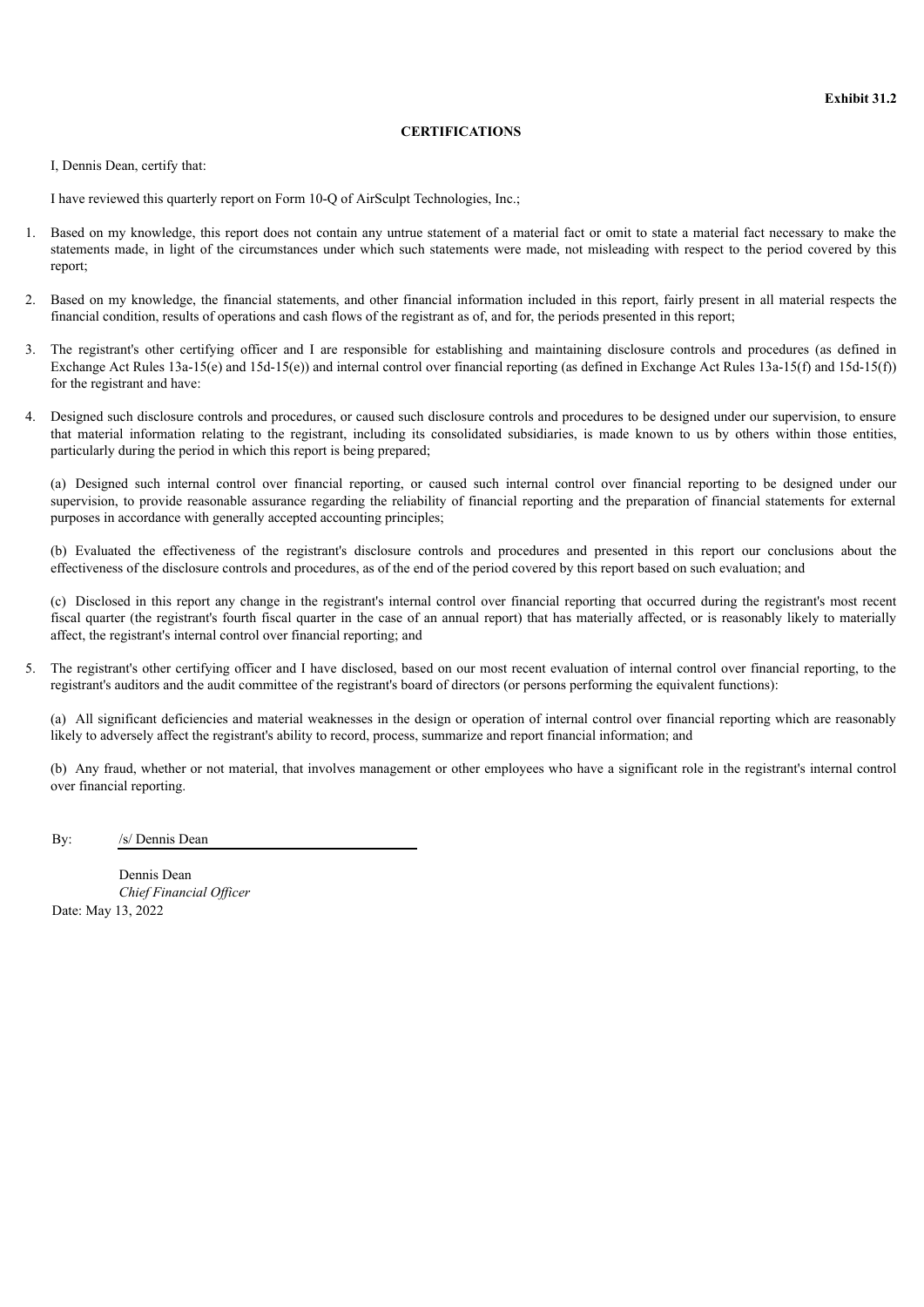**Exhibit 31.2**

**CERTIFICATIONS**

I, Dennis Dean, certify that:

I have reviewed this quarterly report on Form 10-Q of AirSculpt Technologies, Inc.;

1. Based on my knowledge, this report does not contain any untrue statement of a material fact or omit to state a material fact necessary to make the statements made, in light of the circumstances under which such statements were made, not misleading with respect to the period covered by this report;

2. Based on my knowledge, the financial statements, and other financial information included in this report, fairly present in all material respects the financial condition, results of operations and cash flows of the registrant as of, and for, the periods presented in this report;

3. The registrant's other certifying officer and I are responsible for establishing and maintaining disclosure controls and procedures (as defined in Exchange Act Rules 13a-15(e) and 15d-15(e)) and internal control over financial reporting (as defined in Exchange Act Rules 13a-15(f) and 15d-15(f)) for the registrant and have:

4. Designed such disclosure controls and procedures, or caused such disclosure controls and procedures to be designed under our supervision, to ensure that material information relating to the registrant, including its consolidated subsidiaries, is made known to us by others within those entities, particularly during the period in which this report is being prepared;

   (a) Designed such internal control over financial reporting, or caused such internal control over financial reporting to be designed under our supervision, to provide reasonable assurance regarding the reliability of financial reporting and the preparation of financial statements for external purposes in accordance with generally accepted accounting principles;

   (b) Evaluated the effectiveness of the registrant's disclosure controls and procedures and presented in this report our conclusions about the effectiveness of the disclosure controls and procedures, as of the end of the period covered by this report based on such evaluation; and

   (c) Disclosed in this report any change in the registrant's internal control over financial reporting that occurred during the registrant's most recent fiscal quarter (the registrant's fourth fiscal quarter in the case of an annual report) that has materially affected, or is reasonably likely to materially affect, the registrant's internal control over financial reporting; and

5. The registrant's other certifying officer and I have disclosed, based on our most recent evaluation of internal control over financial reporting, to the registrant's auditors and the audit committee of the registrant's board of directors (or persons performing the equivalent functions):

   (a) All significant deficiencies and material weaknesses in the design or operation of internal control over financial reporting which are reasonably likely to adversely affect the registrant's ability to record, process, summarize and report financial information; and

   (b) Any fraud, whether or not material, that involves management or other employees who have a significant role in the registrant's internal control over financial reporting.

By: /s/ Dennis Dean

Dennis Dean
*Chief Financial Officer*

Date: May 13, 2022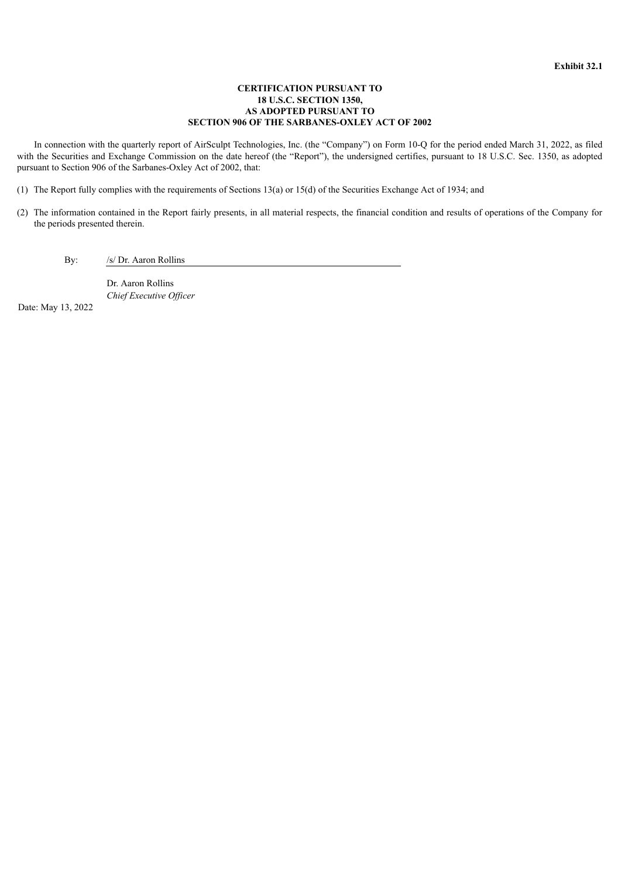**Exhibit 32.1**

**CERTIFICATION PURSUANT TO
18 U.S.C. SECTION 1350,
AS ADOPTED PURSUANT TO
SECTION 906 OF THE SARBANES-OXLEY ACT OF 2002**

In connection with the quarterly report of AirSculpt Technologies, Inc. (the "Company") on Form 10-Q for the period ended March 31, 2022, as filed with the Securities and Exchange Commission on the date hereof (the "Report"), the undersigned certifies, pursuant to 18 U.S.C. Sec. 1350, as adopted pursuant to Section 906 of the Sarbanes-Oxley Act of 2002, that:

(1) The Report fully complies with the requirements of Sections 13(a) or 15(d) of the Securities Exchange Act of 1934; and

(2) The information contained in the Report fairly presents, in all material respects, the financial condition and results of operations of the Company for the periods presented therein.

By: /s/ Dr. Aaron Rollins

Dr. Aaron Rollins
*Chief Executive Officer*

Date: May 13, 2022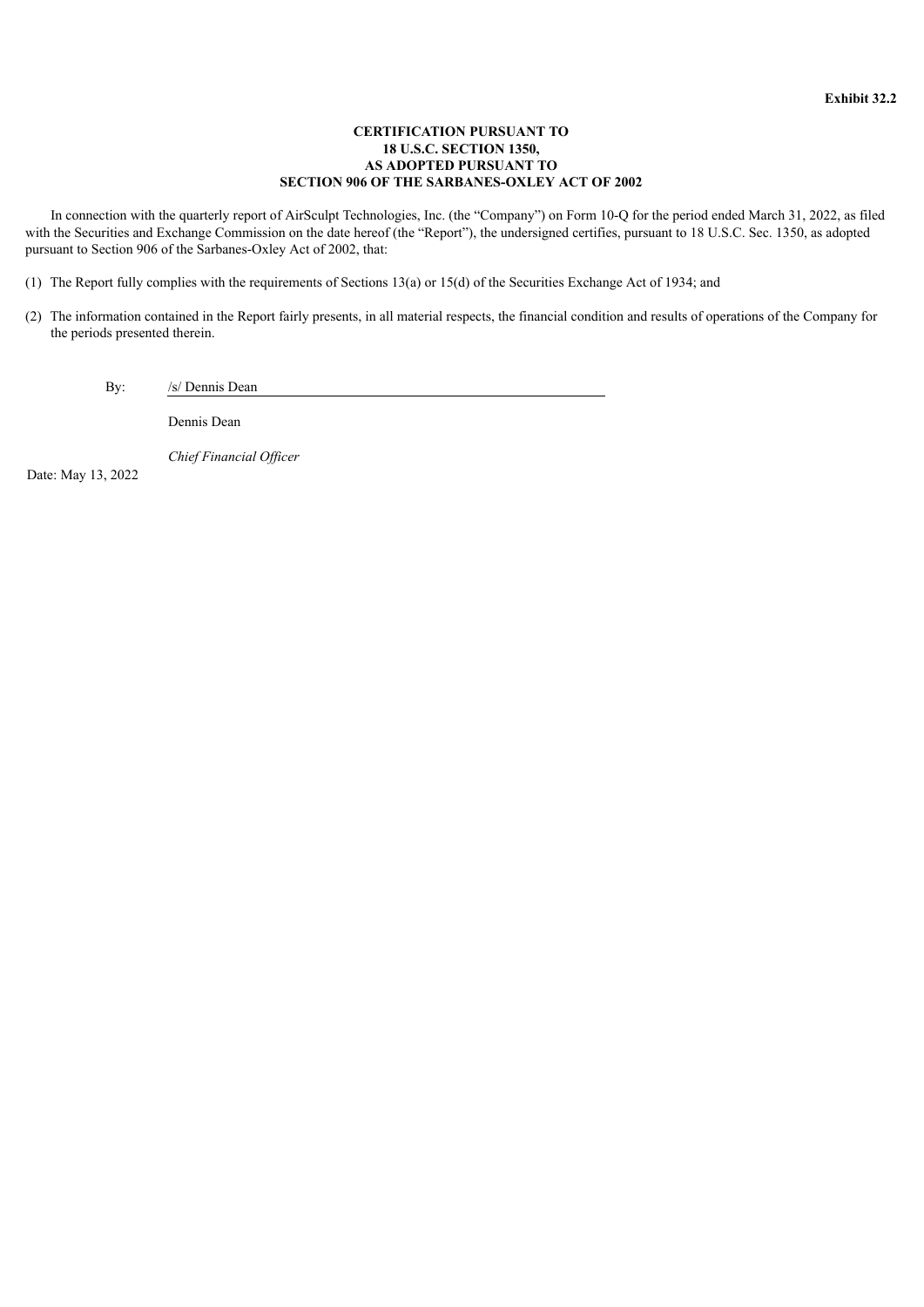**Exhibit 32.2**

**CERTIFICATION PURSUANT TO
18 U.S.C. SECTION 1350,
AS ADOPTED PURSUANT TO
SECTION 906 OF THE SARBANES-OXLEY ACT OF 2002**

In connection with the quarterly report of AirSculpt Technologies, Inc. (the "Company") on Form 10-Q for the period ended March 31, 2022, as filed with the Securities and Exchange Commission on the date hereof (the "Report"), the undersigned certifies, pursuant to 18 U.S.C. Sec. 1350, as adopted pursuant to Section 906 of the Sarbanes-Oxley Act of 2002, that:

(1) The Report fully complies with the requirements of Sections 13(a) or 15(d) of the Securities Exchange Act of 1934; and

(2) The information contained in the Report fairly presents, in all material respects, the financial condition and results of operations of the Company for the periods presented therein.

By: /s/ Dennis Dean

Dennis Dean

*Chief Financial Officer*

Date: May 13, 2022